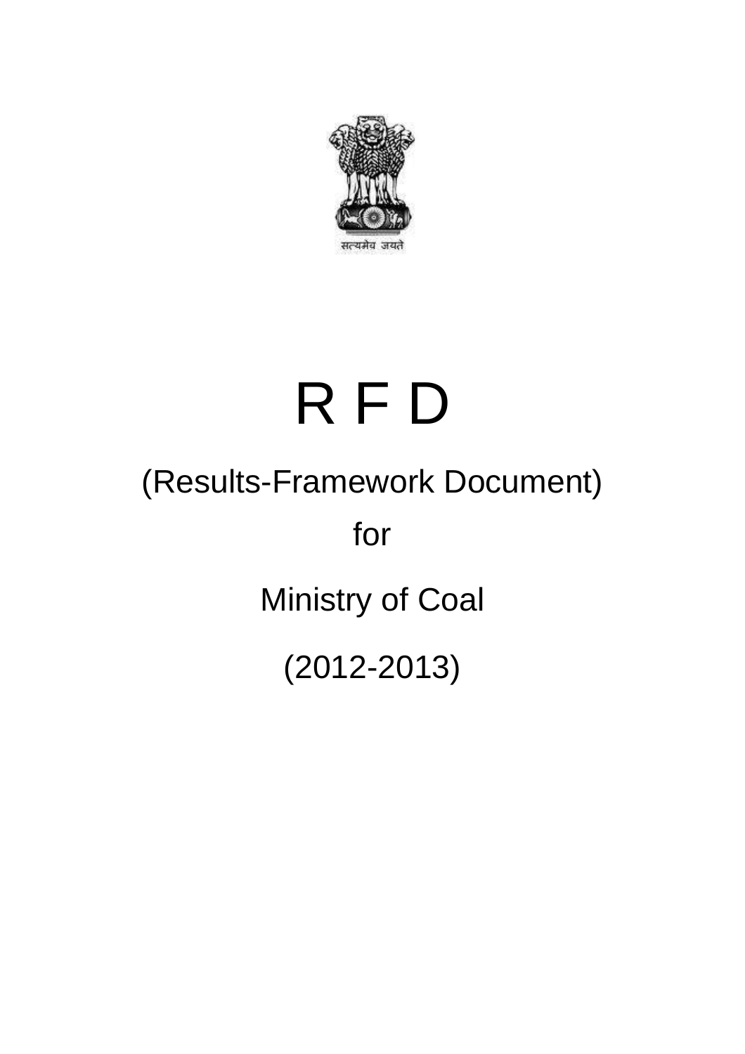सत्यमेव जयते

# R F D

## (Results-Framework Document)

## for

## Ministry of Coal

## (2012-2013)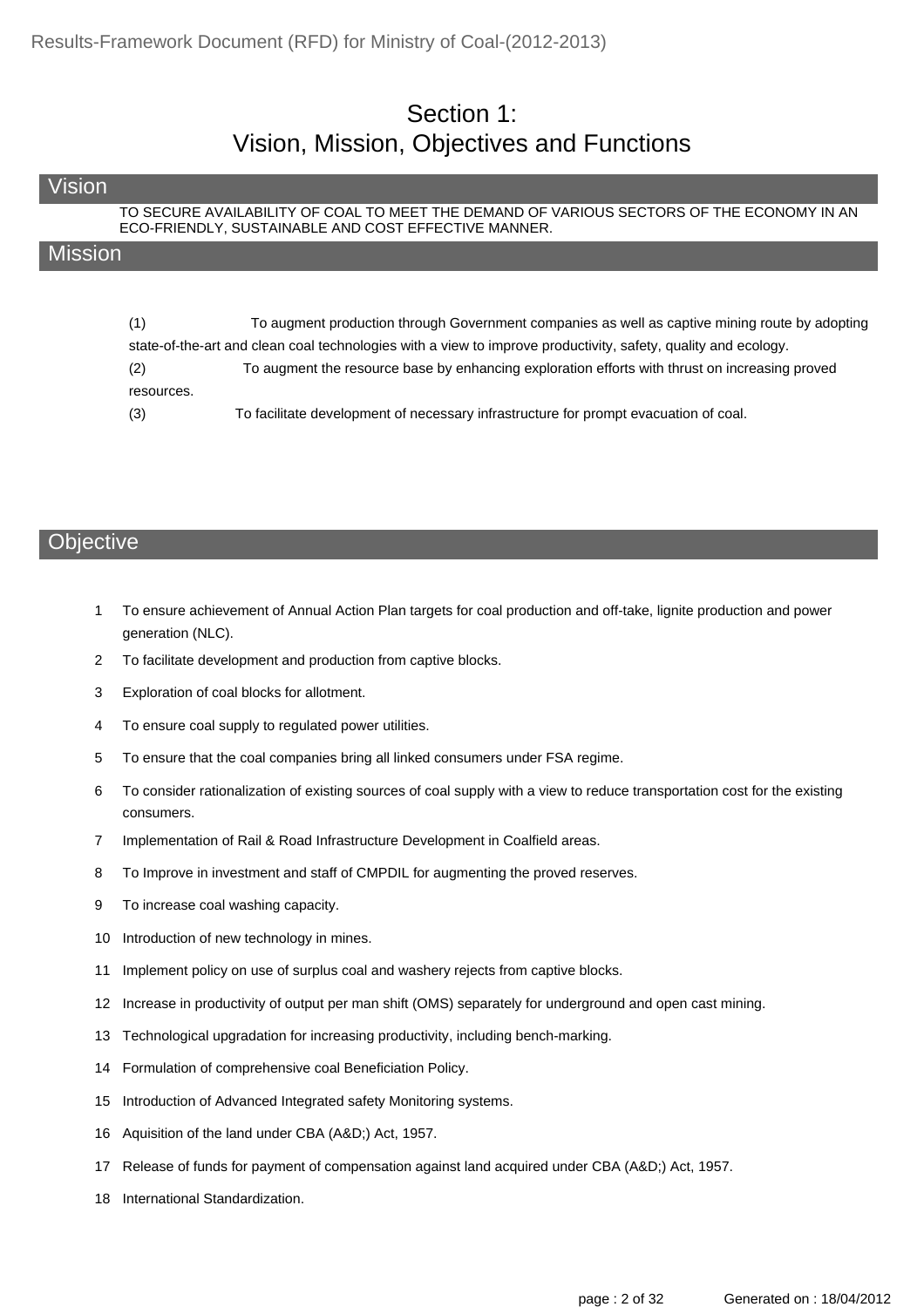# Section 1:
# Vision, Mission, Objectives and Functions

## Vision

TO SECURE AVAILABILITY OF COAL TO MEET THE DEMAND OF VARIOUS SECTORS OF THE ECONOMY IN AN ECO-FRIENDLY, SUSTAINABLE AND COST EFFECTIVE MANNER.

## Mission

(1) To augment production through Government companies as well as captive mining route by adopting state-of-the-art and clean coal technologies with a view to improve productivity, safety, quality and ecology.

(2) To augment the resource base by enhancing exploration efforts with thrust on increasing proved resources.

(3) To facilitate development of necessary infrastructure for prompt evacuation of coal.

## Objective

1. To ensure achievement of Annual Action Plan targets for coal production and off-take, lignite production and power generation (NLC).
2. To facilitate development and production from captive blocks.
3. Exploration of coal blocks for allotment.
4. To ensure coal supply to regulated power utilities.
5. To ensure that the coal companies bring all linked consumers under FSA regime.
6. To consider rationalization of existing sources of coal supply with a view to reduce transportation cost for the existing consumers.
7. Implementation of Rail & Road Infrastructure Development in Coalfield areas.
8. To Improve in investment and staff of CMPDIL for augmenting the proved reserves.
9. To increase coal washing capacity.
10. Introduction of new technology in mines.
11. Implement policy on use of surplus coal and washery rejects from captive blocks.
12. Increase in productivity of output per man shift (OMS) separately for underground and open cast mining.
13. Technological upgradation for increasing productivity, including bench-marking.
14. Formulation of comprehensive coal Beneficiation Policy.
15. Introduction of Advanced Integrated safety Monitoring systems.
16. Aquisition of the land under CBA (A&D;) Act, 1957.
17. Release of funds for payment of compensation against land acquired under CBA (A&D;) Act, 1957.
18. International Standardization.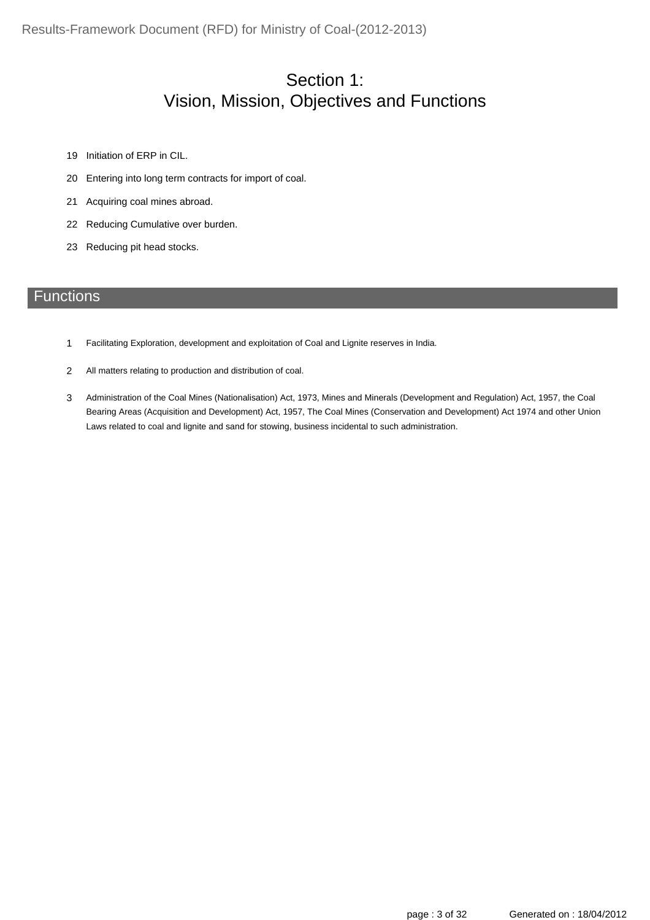# Section 1:
# Vision, Mission, Objectives and Functions

19. Initiation of ERP in CIL.
20. Entering into long term contracts for import of coal.
21. Acquiring coal mines abroad.
22. Reducing Cumulative over burden.
23. Reducing pit head stocks.

## Functions

1. Facilitating Exploration, development and exploitation of Coal and Lignite reserves in India.
2. All matters relating to production and distribution of coal.
3. Administration of the Coal Mines (Nationalisation) Act, 1973, Mines and Minerals (Development and Regulation) Act, 1957, the Coal Bearing Areas (Acquisition and Development) Act, 1957, The Coal Mines (Conservation and Development) Act 1974 and other Union Laws related to coal and lignite and sand for stowing, business incidental to such administration.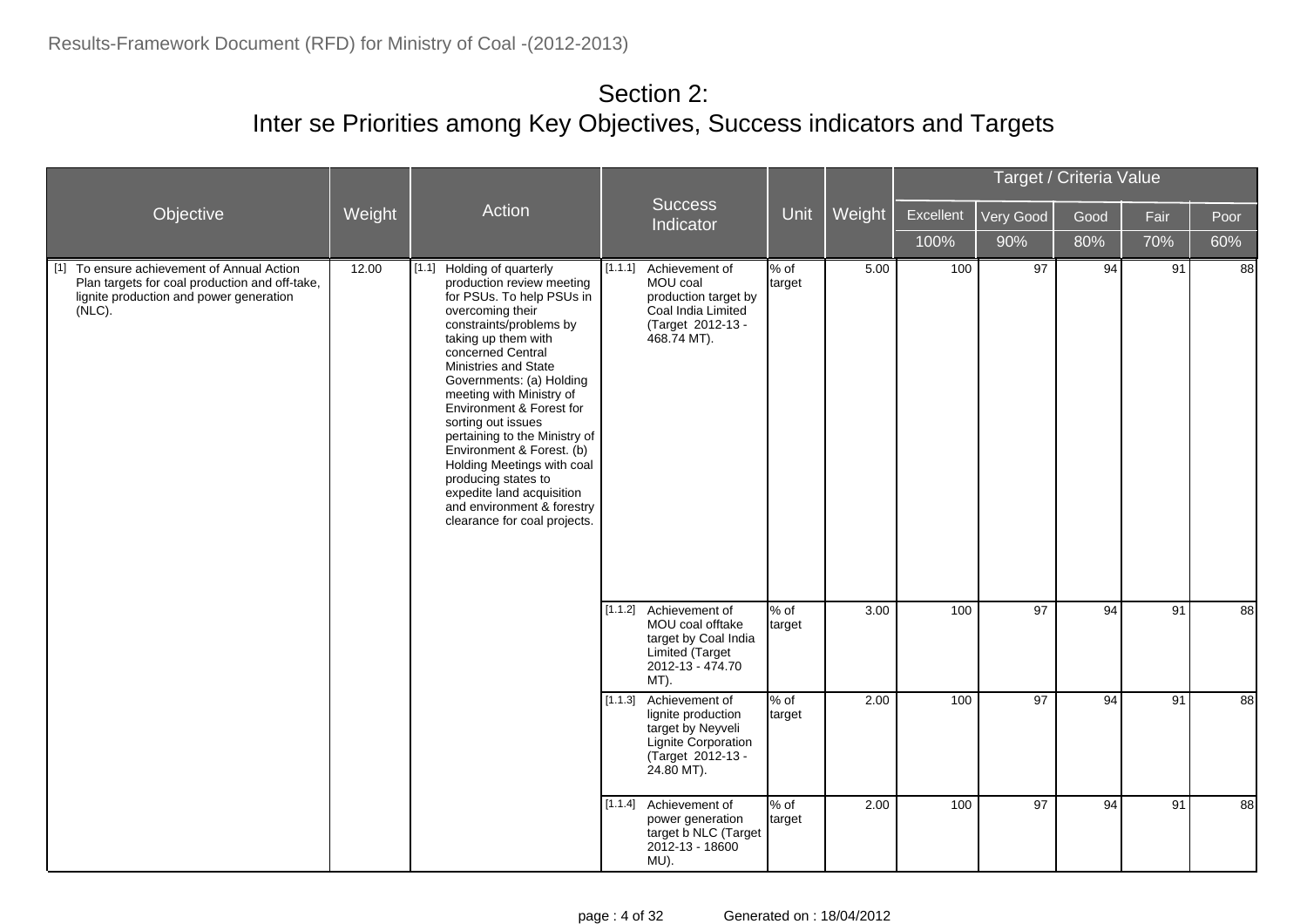# Section 2:
# Inter se Priorities among Key Objectives, Success indicators and Targets

| Objective | Weight | Action | Success Indicator | Unit | Weight | Target / Criteria Value | | | | |
|---|---|---|---|---|---|---|---|---|---|---|
| | | | | | | Excellent | Very Good | Good | Fair | Poor |
| | | | | | | 100% | 90% | 80% | 70% | 60% |
| [1] To ensure achievement of Annual Action Plan targets for coal production and off-take, lignite production and power generation (NLC). | 12.00 | [1.1] Holding of quarterly production review meeting for PSUs. To help PSUs in overcoming their constraints/problems by taking up them with concerned Central Ministries and State Governments: (a) Holding meeting with Ministry of Environment & Forest for sorting out issues pertaining to the Ministry of Environment & Forest. (b) Holding Meetings with coal producing states to expedite land acquisition and environment & forestry clearance for coal projects. | [1.1.1] Achievement of MOU coal production target by Coal India Limited (Target 2012-13 - 468.74 MT). | % of target | 5.00 | 100 | 97 | 94 | 91 | 88 |
| | | | [1.1.2] Achievement of MOU coal offtake target by Coal India Limited (Target 2012-13 - 474.70 MT). | % of target | 3.00 | 100 | 97 | 94 | 91 | 88 |
| | | | [1.1.3] Achievement of lignite production target by Neyveli Lignite Corporation (Target 2012-13 - 24.80 MT). | % of target | 2.00 | 100 | 97 | 94 | 91 | 88 |
| | | | [1.1.4] Achievement of power generation target b NLC (Target 2012-13 - 18600 MU). | % of target | 2.00 | 100 | 97 | 94 | 91 | 88 |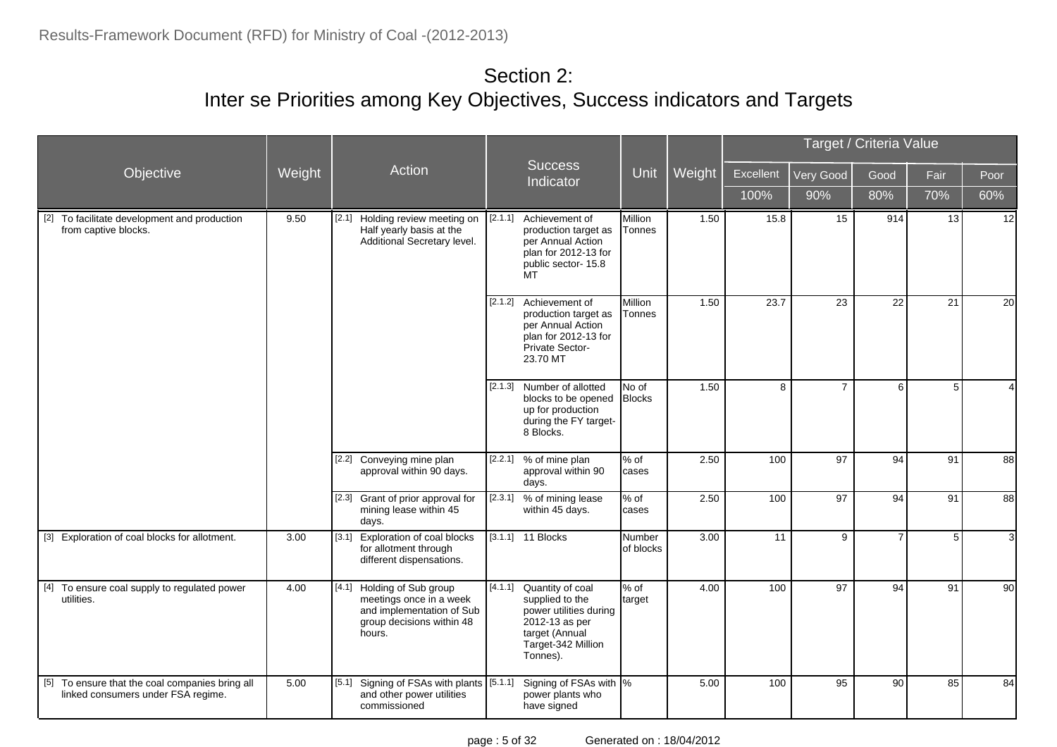## Section 2:
## Inter se Priorities among Key Objectives, Success indicators and Targets

| Objective | Weight | Action | Success Indicator | Unit | Weight | Target / Criteria Value | | | | |
|---|---|---|---|---|---|---|---|---|---|---|
| | | | | | | Excellent | Very Good | Good | Fair | Poor |
| | | | | | | 100% | 90% | 80% | 70% | 60% |
| [2] To facilitate development and production from captive blocks. | 9.50 | [2.1] Holding review meeting on Half yearly basis at the Additional Secretary level. | [2.1.1] Achievement of production target as per Annual Action plan for 2012-13 for public sector- 15.8 MT | Million Tonnes | 1.50 | 15.8 | 15 | 914 | 13 | 12 |
| | | | [2.1.2] Achievement of production target as per Annual Action plan for 2012-13 for Private Sector- 23.70 MT | Million Tonnes | 1.50 | 23.7 | 23 | 22 | 21 | 20 |
| | | | [2.1.3] Number of allotted blocks to be opened up for production during the FY target- 8 Blocks. | No of Blocks | 1.50 | 8 | 7 | 6 | 5 | 4 |
| | | [2.2] Conveying mine plan approval within 90 days. | [2.2.1] % of mine plan approval within 90 days. | % of cases | 2.50 | 100 | 97 | 94 | 91 | 88 |
| | | [2.3] Grant of prior approval for mining lease within 45 days. | [2.3.1] % of mining lease within 45 days. | % of cases | 2.50 | 100 | 97 | 94 | 91 | 88 |
| [3] Exploration of coal blocks for allotment. | 3.00 | [3.1] Exploration of coal blocks for allotment through different dispensations. | [3.1.1] 11 Blocks | Number of blocks | 3.00 | 11 | 9 | 7 | 5 | 3 |
| [4] To ensure coal supply to regulated power utilities. | 4.00 | [4.1] Holding of Sub group meetings once in a week and implementation of Sub group decisions within 48 hours. | [4.1.1] Quantity of coal supplied to the power utilities during 2012-13 as per target (Annual Target-342 Million Tonnes). | % of target | 4.00 | 100 | 97 | 94 | 91 | 90 |
| [5] To ensure that the coal companies bring all linked consumers under FSA regime. | 5.00 | [5.1] Signing of FSAs with plants and other power utilities commissioned | [5.1.1] Signing of FSAs with power plants who have signed | % | 5.00 | 100 | 95 | 90 | 85 | 84 |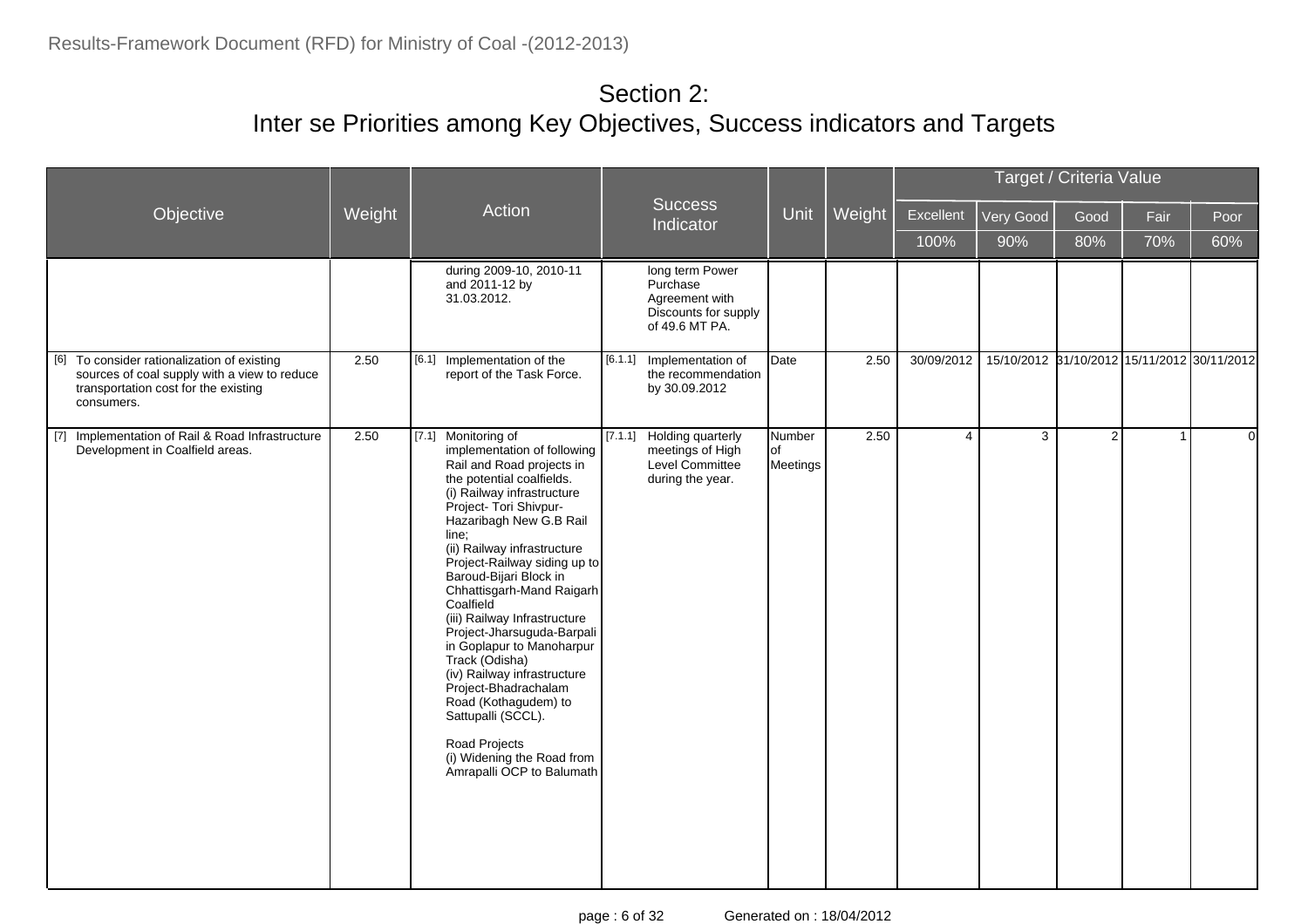## Section 2:
## Inter se Priorities among Key Objectives, Success indicators and Targets

| Objective | Weight | Action | Success Indicator | Unit | Weight | Target / Criteria Value | | | | |
|---|---|---|---|---|---|---|---|---|---|---|
| | | | | | | Excellent | Very Good | Good | Fair | Poor |
| | | | | | | 100% | 90% | 80% | 70% | 60% |
| | | during 2009-10, 2010-11 and 2011-12 by 31.03.2012. | long term Power Purchase Agreement with Discounts for supply of 49.6 MT PA. | | | | | | | |
| [6] To consider rationalization of existing sources of coal supply with a view to reduce transportation cost for the existing consumers. | 2.50 | [6.1] Implementation of the report of the Task Force. | [6.1.1] Implementation of the recommendation by 30.09.2012 | Date | 2.50 | 30/09/2012 | 15/10/2012 | 31/10/2012 | 15/11/2012 | 30/11/2012 |
| [7] Implementation of Rail & Road Infrastructure Development in Coalfield areas. | 2.50 | [7.1] Monitoring of implementation of following Rail and Road projects in the potential coalfields. (i) Railway infrastructure Project- Tori Shivpur-Hazaribagh New G.B Rail line; (ii) Railway infrastructure Project-Railway siding up to Baroud-Bijari Block in Chhattisgarh-Mand Raigarh Coalfield (iii) Railway Infrastructure Project-Jharsuguda-Barpali in Goplapur to Manoharpur Track (Odisha) (iv) Railway infrastructure Project-Bhadrachalam Road (Kothagudem) to Sattupalli (SCCL). Road Projects (i) Widening the Road from Amrapalli OCP to Balumath | [7.1.1] Holding quarterly meetings of High Level Committee during the year. | Number of Meetings | 2.50 | 4 | 3 | 2 | 1 | 0 |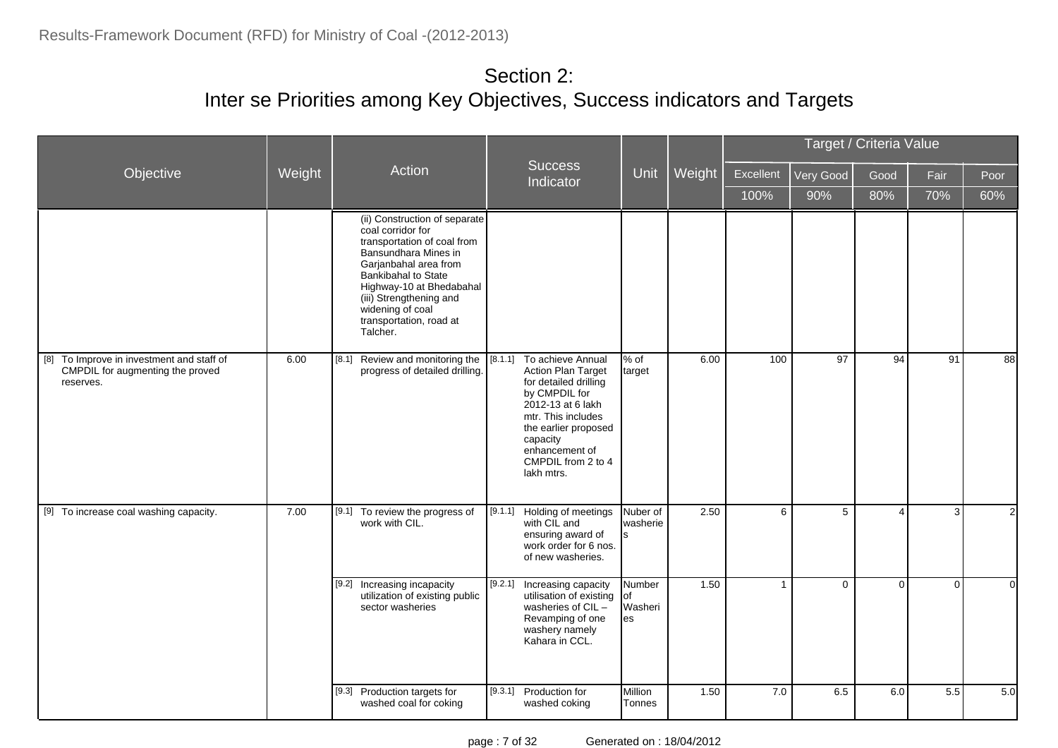## Section 2:
## Inter se Priorities among Key Objectives, Success indicators and Targets

| Objective | Weight | Action | Success Indicator | Unit | Weight | Target / Criteria Value | | | | |
|---|---|---|---|---|---|---|---|---|---|---|
| | | | | | | Excellent | Very Good | Good | Fair | Poor |
| | | | | | | 100% | 90% | 80% | 70% | 60% |
| | | (ii) Construction of separate coal corridor for transportation of coal from Bansundhara Mines in Garjanbahal area from Bankibahal to State Highway-10 at Bhedabahal (iii) Strengthening and widening of coal transportation, road at Talcher. | | | | | | | | |
| [8] To Improve in investment and staff of CMPDIL for augmenting the proved reserves. | 6.00 | [8.1] Review and monitoring the progress of detailed drilling. | [8.1.1] To achieve Annual Action Plan Target for detailed drilling by CMPDIL for 2012-13 at 6 lakh mtr. This includes the earlier proposed capacity enhancement of CMPDIL from 2 to 4 lakh mtrs. | % of target | 6.00 | 100 | 97 | 94 | 91 | 88 |
| [9] To increase coal washing capacity. | 7.00 | [9.1] To review the progress of work with CIL. | [9.1.1] Holding of meetings with CIL and ensuring award of work order for 6 nos. of new washeries. | Nuber of washeries | 2.50 | 6 | 5 | 4 | 3 | 2 |
| | | [9.2] Increasing incapacity utilization of existing public sector washeries | [9.2.1] Increasing capacity utilisation of existing washeries of CIL – Revamping of one washery namely Kahara in CCL. | Number of Washeries | 1.50 | 1 | 0 | 0 | 0 | 0 |
| | | [9.3] Production targets for washed coal for coking | [9.3.1] Production for washed coking | Million Tonnes | 1.50 | 7.0 | 6.5 | 6.0 | 5.5 | 5.0 |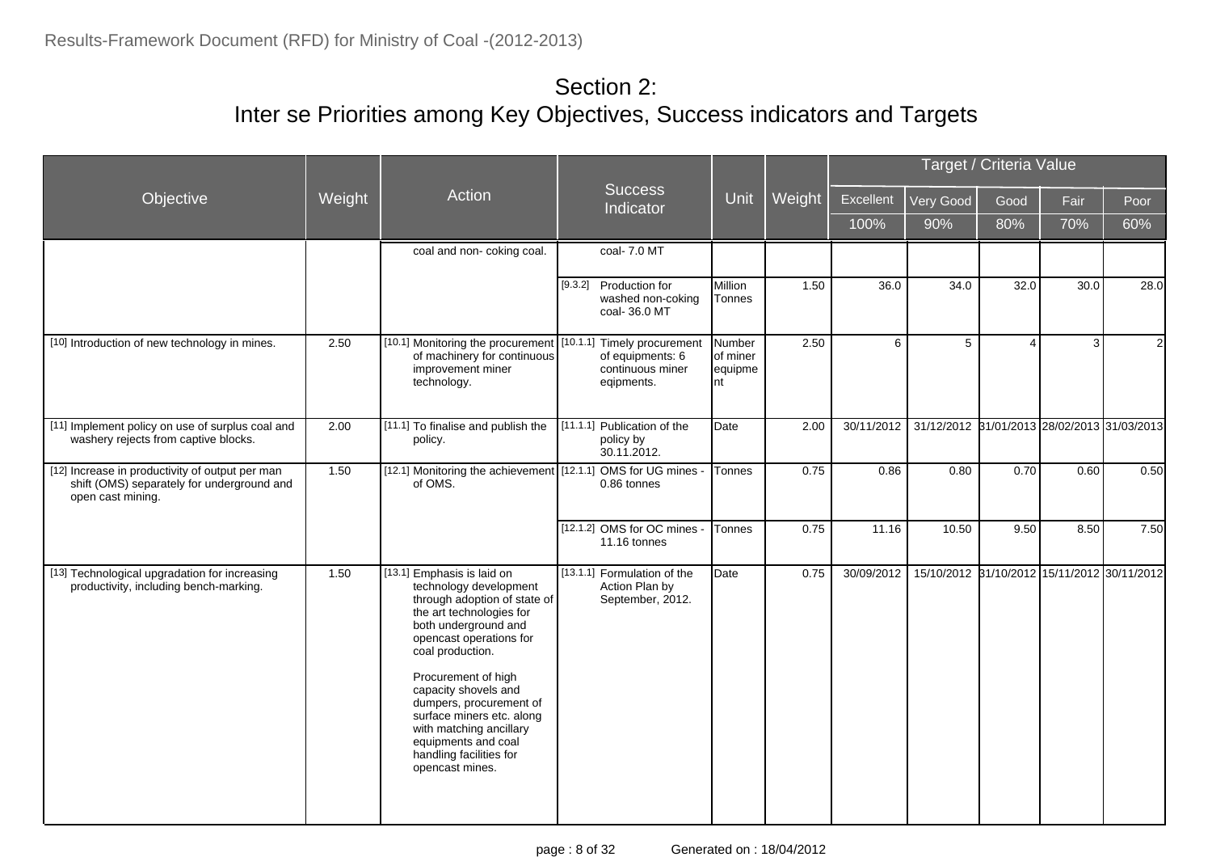## Section 2:
## Inter se Priorities among Key Objectives, Success indicators and Targets

| Objective | Weight | Action | Success Indicator | Unit | Weight | Target / Criteria Value | | | | |
|---|---|---|---|---|---|---|---|---|---|---|
| | | | | | | Excellent | Very Good | Good | Fair | Poor |
| | | | | | | 100% | 90% | 80% | 70% | 60% |
| | | coal and non- coking coal. | coal- 7.0 MT | | | | | | | |
| | | | [9.3.2] Production for washed non-coking coal- 36.0 MT | Million Tonnes | 1.50 | 36.0 | 34.0 | 32.0 | 30.0 | 28.0 |
| [10] Introduction of new technology in mines. | 2.50 | [10.1] Monitoring the procurement of machinery for continuous improvement miner technology. | [10.1.1] Timely procurement of equipments: 6 continuous miner eqipments. | Number of miner equipment | 2.50 | 6 | 5 | 4 | 3 | 2 |
| [11] Implement policy on use of surplus coal and washery rejects from captive blocks. | 2.00 | [11.1] To finalise and publish the policy. | [11.1.1] Publication of the policy by 30.11.2012. | Date | 2.00 | 30/11/2012 | 31/12/2012 | 31/01/2013 | 28/02/2013 | 31/03/2013 |
| [12] Increase in productivity of output per man shift (OMS) separately for underground and open cast mining. | 1.50 | [12.1] Monitoring the achievement of OMS. | [12.1.1] OMS for UG mines - 0.86 tonnes | Tonnes | 0.75 | 0.86 | 0.80 | 0.70 | 0.60 | 0.50 |
| | | | [12.1.2] OMS for OC mines - 11.16 tonnes | Tonnes | 0.75 | 11.16 | 10.50 | 9.50 | 8.50 | 7.50 |
| [13] Technological upgradation for increasing productivity, including bench-marking. | 1.50 | [13.1] Emphasis is laid on technology development through adoption of state of the art technologies for both underground and opencast operations for coal production. Procurement of high capacity shovels and dumpers, procurement of surface miners etc. along with matching ancillary equipments and coal handling facilities for opencast mines. | [13.1.1] Formulation of the Action Plan by September, 2012. | Date | 0.75 | 30/09/2012 | 15/10/2012 | 31/10/2012 | 15/11/2012 | 30/11/2012 |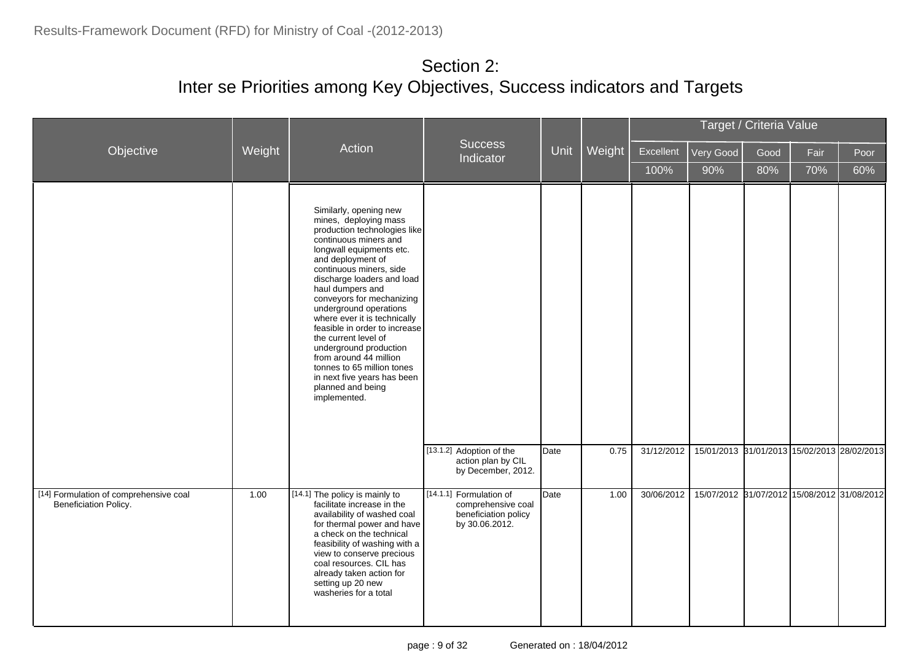# Section 2:
## Inter se Priorities among Key Objectives, Success indicators and Targets

| Objective | Weight | Action | Success Indicator | Unit | Weight | Target / Criteria Value | | | | |
|---|---|---|---|---|---|---|---|---|---|---|
| | | | | | | Excellent | Very Good | Good | Fair | Poor |
| | | | | | | 100% | 90% | 80% | 70% | 60% |
| | | Similarly, opening new mines, deploying mass production technologies like continuous miners and longwall equipments etc. and deployment of continuous miners, side discharge loaders and load haul dumpers and conveyors for mechanizing underground operations where ever it is technically feasible in order to increase the current level of underground production from around 44 million tonnes to 65 million tones in next five years has been planned and being implemented. | | | | | | | | |
| | | | [13.1.2] Adoption of the action plan by CIL by December, 2012. | Date | 0.75 | 31/12/2012 | 15/01/2013 | 31/01/2013 | 15/02/2013 | 28/02/2013 |
| [14] Formulation of comprehensive coal Beneficiation Policy. | 1.00 | [14.1] The policy is mainly to facilitate increase in the availability of washed coal for thermal power and have a check on the technical feasibility of washing with a view to conserve precious coal resources. CIL has already taken action for setting up 20 new washeries for a total | [14.1.1] Formulation of comprehensive coal beneficiation policy by 30.06.2012. | Date | 1.00 | 30/06/2012 | 15/07/2012 | 31/07/2012 | 15/08/2012 | 31/08/2012 |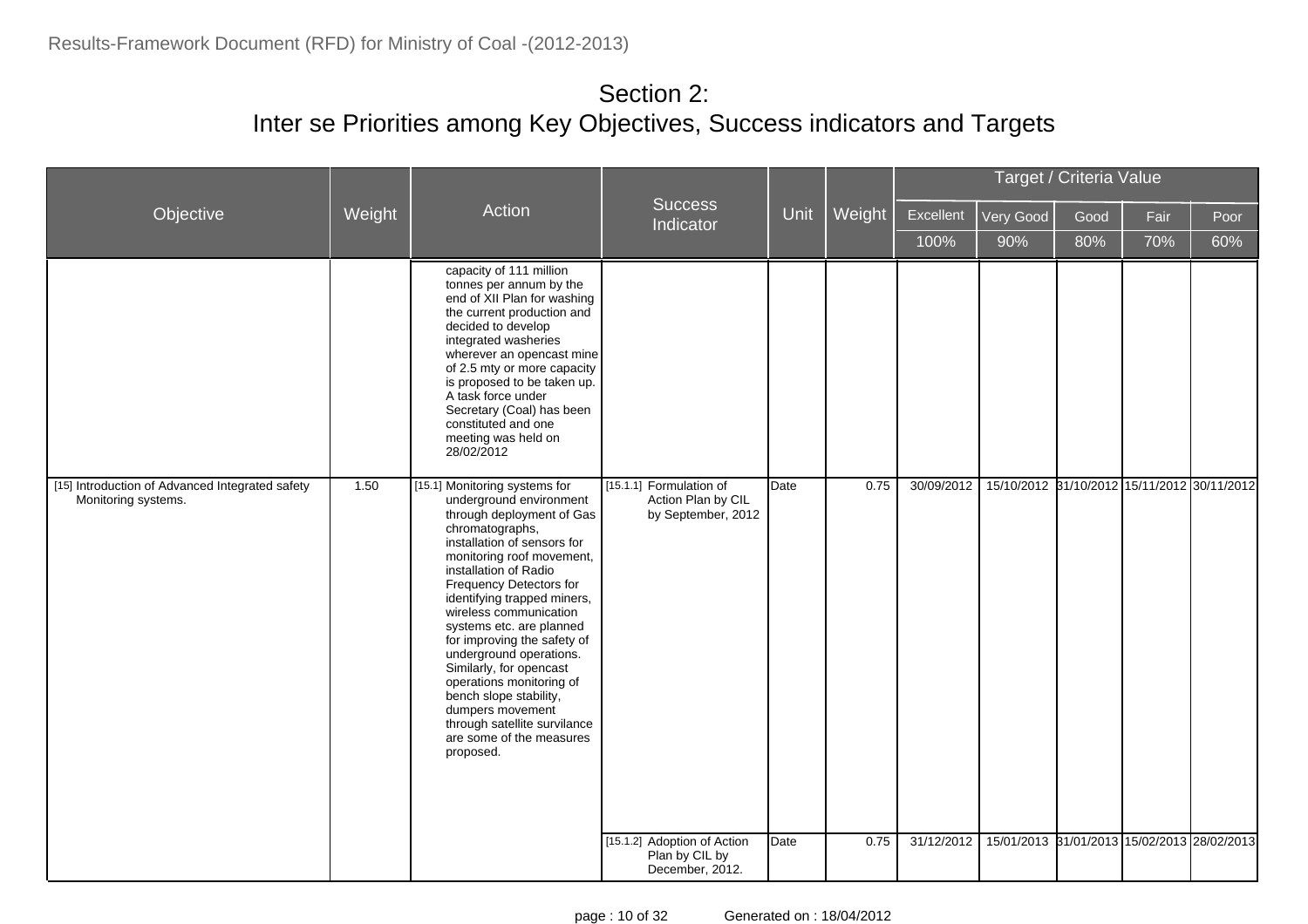## Section 2:
## Inter se Priorities among Key Objectives, Success indicators and Targets

| Objective | Weight | Action | Success Indicator | Unit | Weight | Target / Criteria Value | | | | |
|---|---|---|---|---|---|---|---|---|---|---|
| | | | | | | Excellent | Very Good | Good | Fair | Poor |
| | | | | | | 100% | 90% | 80% | 70% | 60% |
| | | capacity of 111 million tonnes per annum by the end of XII Plan for washing the current production and decided to develop integrated washeries wherever an opencast mine of 2.5 mty or more capacity is proposed to be taken up. A task force under Secretary (Coal) has been constituted and one meeting was held on 28/02/2012 | | | | | | | | |
| [15] Introduction of Advanced Integrated safety Monitoring systems. | 1.50 | [15.1] Monitoring systems for underground environment through deployment of Gas chromatographs, installation of sensors for monitoring roof movement, installation of Radio Frequency Detectors for identifying trapped miners, wireless communication systems etc. are planned for improving the safety of underground operations. Similarly, for opencast operations monitoring of bench slope stability, dumpers movement through satellite survilance are some of the measures proposed. | [15.1.1] Formulation of Action Plan by CIL by September, 2012 | Date | 0.75 | 30/09/2012 | 15/10/2012 | 31/10/2012 | 15/11/2012 | 30/11/2012 |
| | | | [15.1.2] Adoption of Action Plan by CIL by December, 2012. | Date | 0.75 | 31/12/2012 | 15/01/2013 | 31/01/2013 | 15/02/2013 | 28/02/2013 |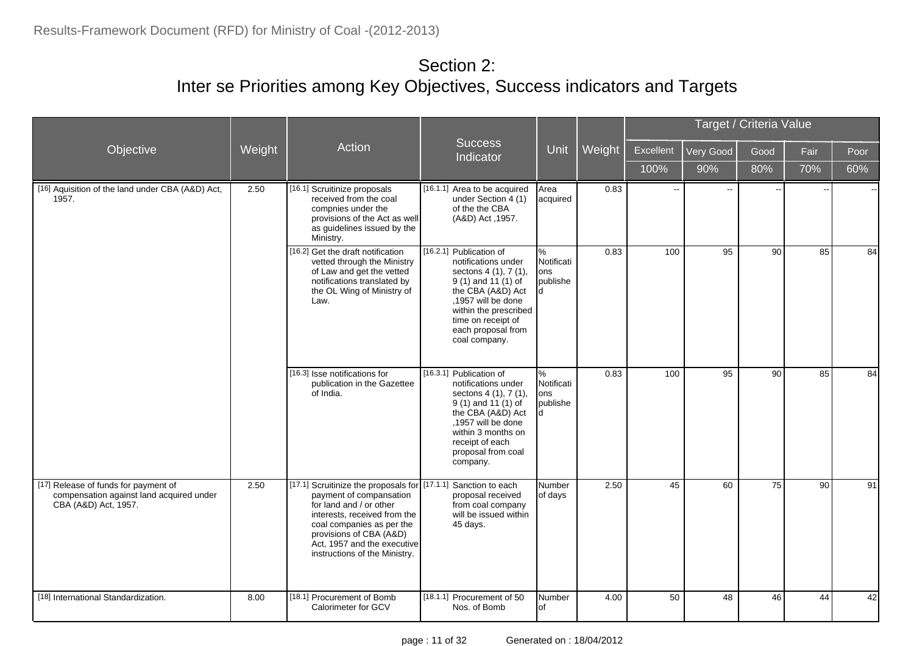# Section 2:
## Inter se Priorities among Key Objectives, Success indicators and Targets

| Objective | Weight | Action | Success Indicator | Unit | Weight | Target / Criteria Value | | | | |
|---|---|---|---|---|---|---|---|---|---|---|
| | | | | | | Excellent | Very Good | Good | Fair | Poor |
| | | | | | | 100% | 90% | 80% | 70% | 60% |
| [16] Aquisition of the land under CBA (A&D) Act, 1957. | 2.50 | [16.1] Scruitinize proposals received from the coal compnies under the provisions of the Act as well as guidelines issued by the Ministry. | [16.1.1] Area to be acquired under Section 4 (1) of the the CBA (A&D) Act ,1957. | Area acquired | 0.83 | -- | -- | -- | -- | -- |
| | | [16.2] Get the draft notification vetted through the Ministry of Law and get the vetted notifications translated by the OL Wing of Ministry of Law. | [16.2.1] Publication of notifications under sectons 4 (1), 7 (1), 9 (1) and 11 (1) of the CBA (A&D) Act ,1957 will be done within the prescribed time on receipt of each proposal from coal company. | % Notifications published | 0.83 | 100 | 95 | 90 | 85 | 84 |
| | | [16.3] Isse notifications for publication in the Gazettee of India. | [16.3.1] Publication of notifications under sectons 4 (1), 7 (1), 9 (1) and 11 (1) of the CBA (A&D) Act ,1957 will be done within 3 months on receipt of each proposal from coal company. | % Notifications published | 0.83 | 100 | 95 | 90 | 85 | 84 |
| [17] Release of funds for payment of compensation against land acquired under CBA (A&D) Act, 1957. | 2.50 | [17.1] Scruitinize the proposals for payment of compansation for land and / or other interests, received from the coal companies as per the provisions of CBA (A&D) Act, 1957 and the executive instructions of the Ministry. | [17.1.1] Sanction to each proposal received from coal company will be issued within 45 days. | Number of days | 2.50 | 45 | 60 | 75 | 90 | 91 |
| [18] International Standardization. | 8.00 | [18.1] Procurement of Bomb Calorimeter for GCV | [18.1.1] Procurement of 50 Nos. of Bomb | Number of | 4.00 | 50 | 48 | 46 | 44 | 42 |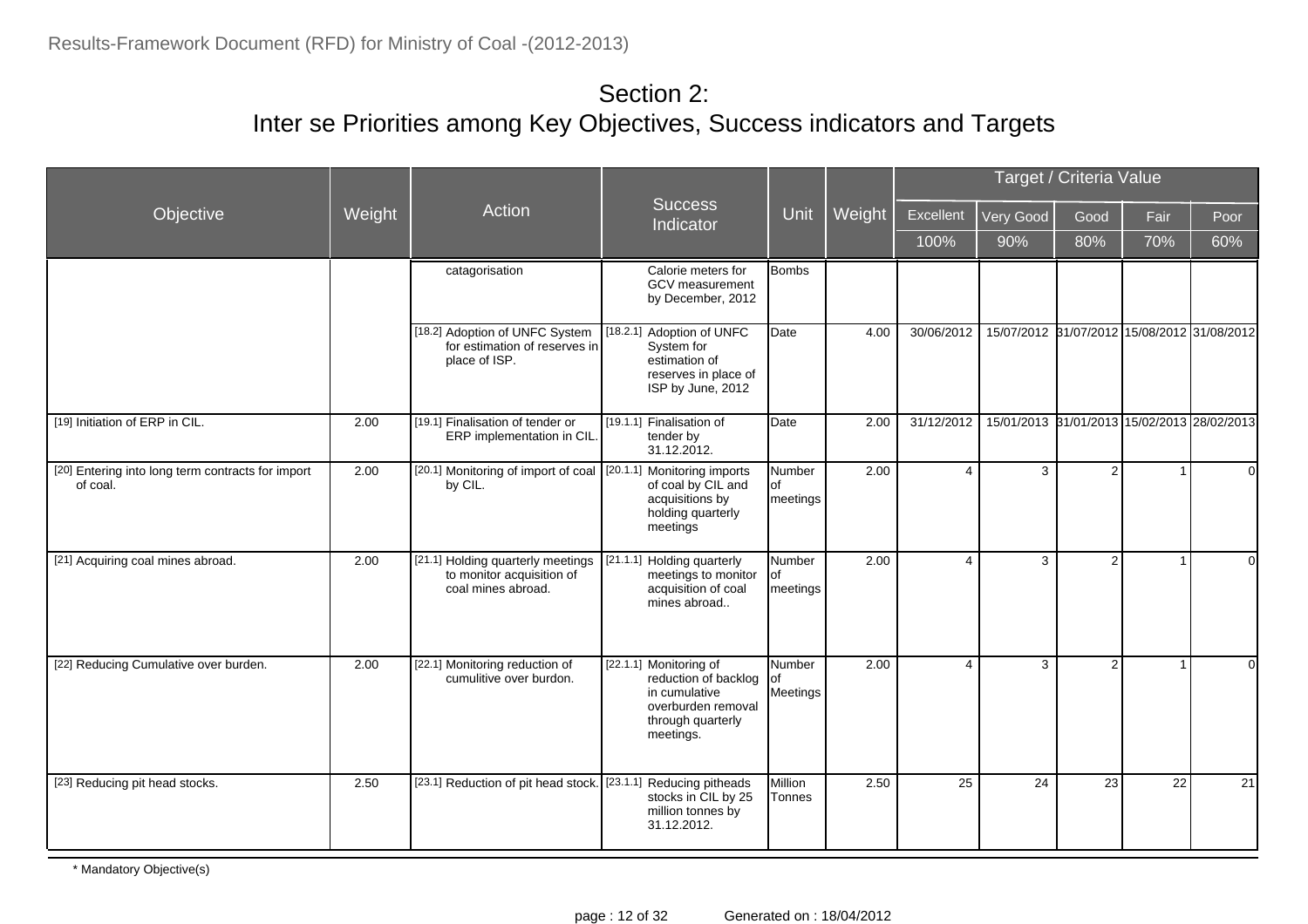## Section 2:
## Inter se Priorities among Key Objectives, Success indicators and Targets

| Objective | Weight | Action | Success Indicator | Unit | Weight | Target / Criteria Value | | | | |
|---|---|---|---|---|---|---|---|---|---|---|
| | | | | | | Excellent | Very Good | Good | Fair | Poor |
| | | | | | | 100% | 90% | 80% | 70% | 60% |
| | | catagorisation | Calorie meters for GCV measurement by December, 2012 | Bombs | | | | | | |
| | | [18.2] Adoption of UNFC System for estimation of reserves in place of ISP. | [18.2.1] Adoption of UNFC System for estimation of reserves in place of ISP by June, 2012 | Date | 4.00 | 30/06/2012 | 15/07/2012 | 31/07/2012 | 15/08/2012 | 31/08/2012 |
| [19] Initiation of ERP in CIL. | 2.00 | [19.1] Finalisation of tender or ERP implementation in CIL. | [19.1.1] Finalisation of tender by 31.12.2012. | Date | 2.00 | 31/12/2012 | 15/01/2013 | 31/01/2013 | 15/02/2013 | 28/02/2013 |
| [20] Entering into long term contracts for import of coal. | 2.00 | [20.1] Monitoring of import of coal by CIL. | [20.1.1] Monitoring imports of coal by CIL and acquisitions by holding quarterly meetings | Number of meetings | 2.00 | 4 | 3 | 2 | 1 | 0 |
| [21] Acquiring coal mines abroad. | 2.00 | [21.1] Holding quarterly meetings to monitor acquisition of coal mines abroad. | [21.1.1] Holding quarterly meetings to monitor acquisition of coal mines abroad.. | Number of meetings | 2.00 | 4 | 3 | 2 | 1 | 0 |
| [22] Reducing Cumulative over burden. | 2.00 | [22.1] Monitoring reduction of cumulitive over burdon. | [22.1.1] Monitoring of reduction of backlog in cumulative overburden removal through quarterly meetings. | Number of Meetings | 2.00 | 4 | 3 | 2 | 1 | 0 |
| [23] Reducing pit head stocks. | 2.50 | [23.1] Reduction of pit head stock. | [23.1.1] Reducing pitheads stocks in CIL by 25 million tonnes by 31.12.2012. | Million Tonnes | 2.50 | 25 | 24 | 23 | 22 | 21 |

* Mandatory Objective(s)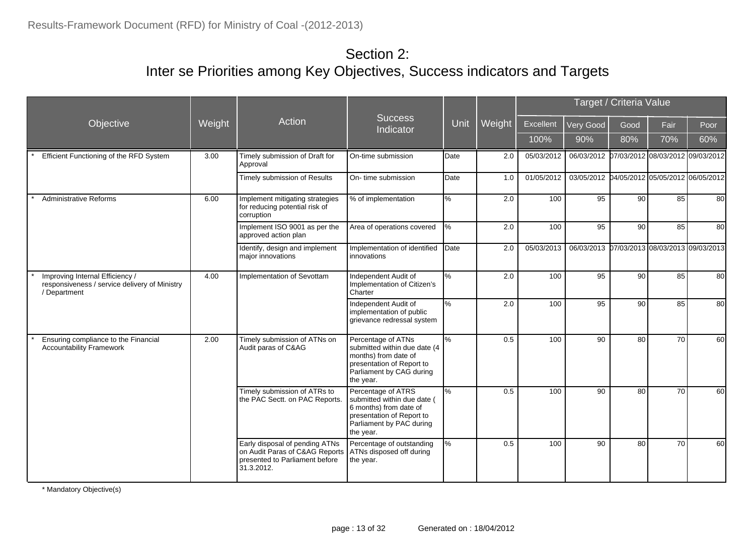# Section 2:
# Inter se Priorities among Key Objectives, Success indicators and Targets

| Objective | Weight | Action | Success Indicator | Unit | Weight | Target / Criteria Value | | | | |
|---|---|---|---|---|---|---|---|---|---|---|
| | | | | | | Excellent | Very Good | Good | Fair | Poor |
| | | | | | | 100% | 90% | 80% | 70% | 60% |
| * Efficient Functioning of the RFD System | 3.00 | Timely submission of Draft for Approval | On-time submission | Date | 2.0 | 05/03/2012 | 06/03/2012 | 07/03/2012 | 08/03/2012 | 09/03/2012 |
| | | Timely submission of Results | On- time submission | Date | 1.0 | 01/05/2012 | 03/05/2012 | 04/05/2012 | 05/05/2012 | 06/05/2012 |
| * Administrative Reforms | 6.00 | Implement mitigating strategies for reducing potential risk of corruption | % of implementation | % | 2.0 | 100 | 95 | 90 | 85 | 80 |
| | | Implement ISO 9001 as per the approved action plan | Area of operations covered | % | 2.0 | 100 | 95 | 90 | 85 | 80 |
| | | Identify, design and implement major innovations | Implementation of identified innovations | Date | 2.0 | 05/03/2013 | 06/03/2013 | 07/03/2013 | 08/03/2013 | 09/03/2013 |
| * Improving Internal Efficiency / responsiveness / service delivery of Ministry / Department | 4.00 | Implementation of Sevottam | Independent Audit of Implementation of Citizen's Charter | % | 2.0 | 100 | 95 | 90 | 85 | 80 |
| | | | Independent Audit of implementation of public grievance redressal system | % | 2.0 | 100 | 95 | 90 | 85 | 80 |
| * Ensuring compliance to the Financial Accountability Framework | 2.00 | Timely submission of ATNs on Audit paras of C&AG | Percentage of ATNs submitted within due date (4 months) from date of presentation of Report to Parliament by CAG during the year. | % | 0.5 | 100 | 90 | 80 | 70 | 60 |
| | | Timely submission of ATRs to the PAC Sectt. on PAC Reports. | Percentage of ATRS submitted within due date ( 6 months) from date of presentation of Report to Parliament by PAC during the year. | % | 0.5 | 100 | 90 | 80 | 70 | 60 |
| | | Early disposal of pending ATNs on Audit Paras of C&AG Reports presented to Parliament before 31.3.2012. | Percentage of outstanding ATNs disposed off during the year. | % | 0.5 | 100 | 90 | 80 | 70 | 60 |

\* Mandatory Objective(s)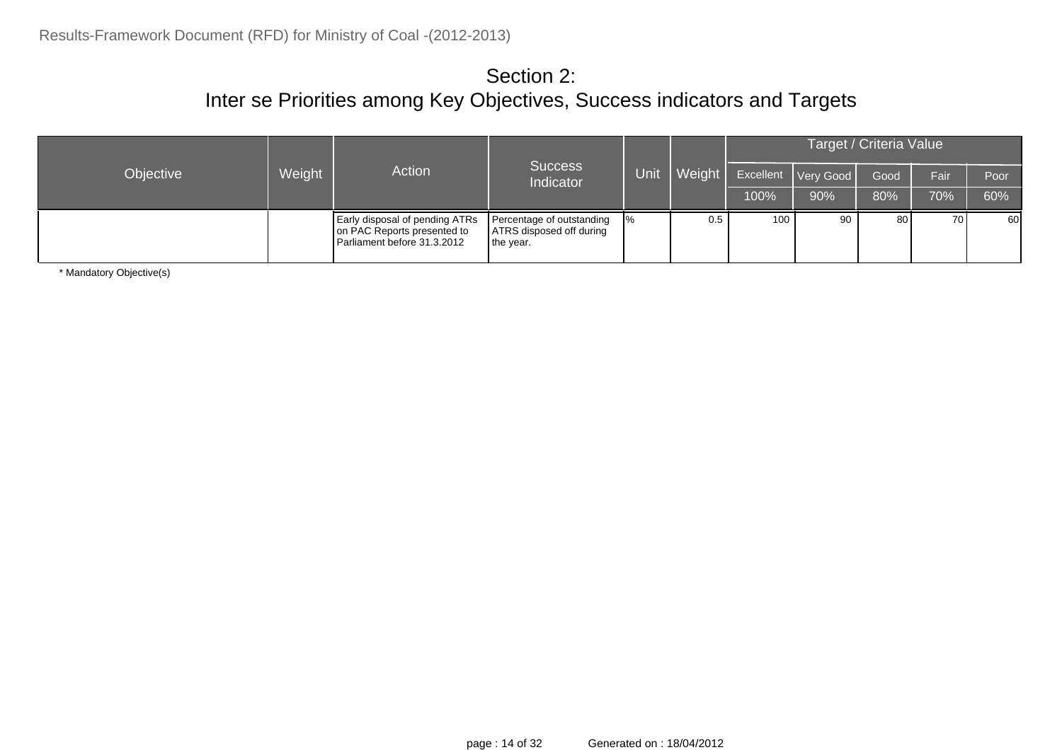# Section 2:
## Inter se Priorities among Key Objectives, Success indicators and Targets

| Objective | Weight | Action | Success Indicator | Unit | Weight | Target / Criteria Value | | | | |
|---|---|---|---|---|---|---|---|---|---|---|
| | | | | | | Excellent | Very Good | Good | Fair | Poor |
| | | | | | | 100% | 90% | 80% | 70% | 60% |
| | | Early disposal of pending ATRs on PAC Reports presented to Parliament before 31.3.2012 | Percentage of outstanding ATRS disposed off during the year. | % | 0.5 | 100 | 90 | 80 | 70 | 60 |

* Mandatory Objective(s)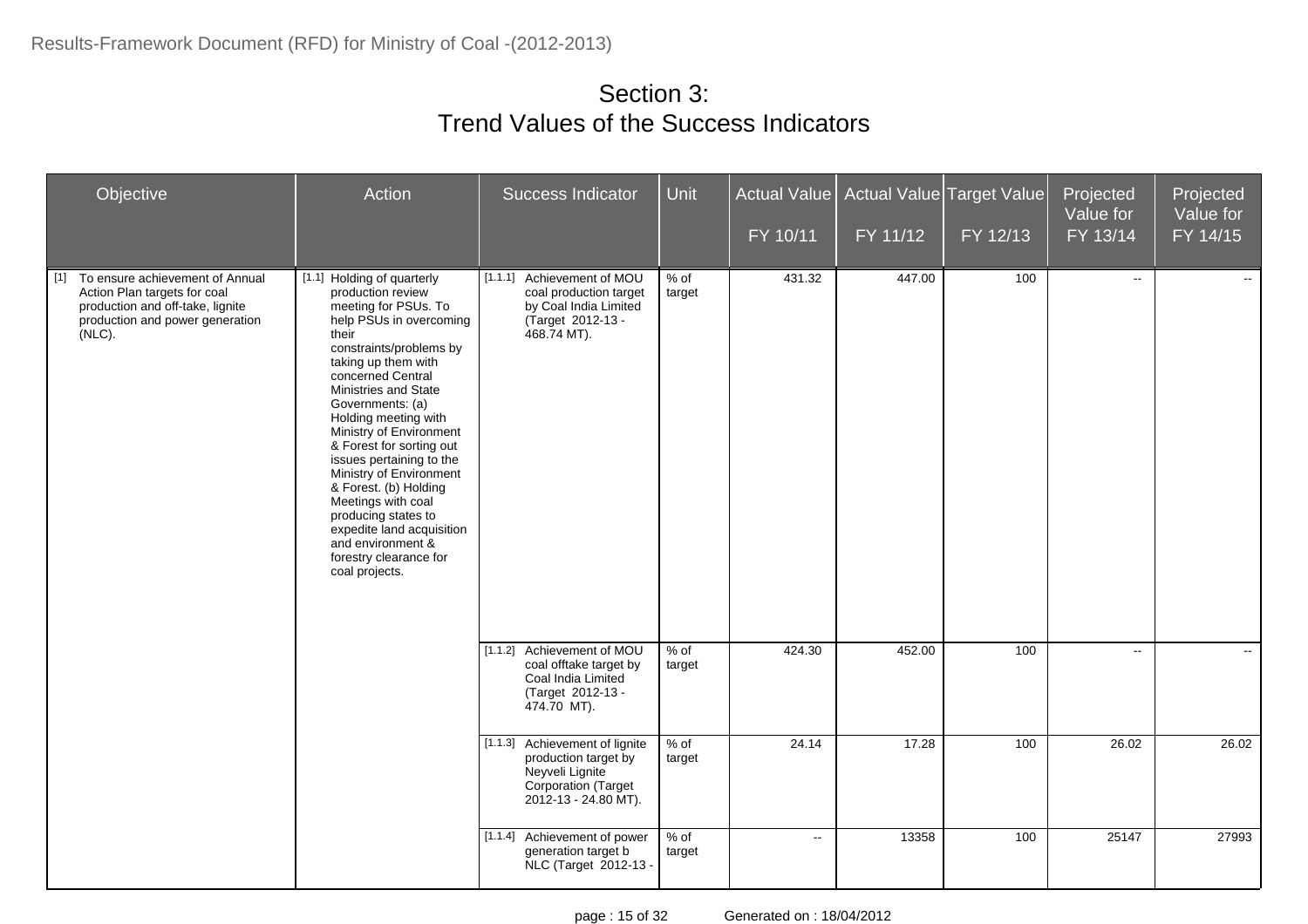# Section 3:
# Trend Values of the Success Indicators

| Objective | Action | Success Indicator | Unit | Actual Value FY 10/11 | Actual Value FY 11/12 | Target Value FY 12/13 | Projected Value for FY 13/14 | Projected Value for FY 14/15 |
|---|---|---|---|---|---|---|---|---|
| [1] To ensure achievement of Annual Action Plan targets for coal production and off-take, lignite production and power generation (NLC). | [1.1] Holding of quarterly production review meeting for PSUs. To help PSUs in overcoming their constraints/problems by taking up them with concerned Central Ministries and State Governments: (a) Holding meeting with Ministry of Environment & Forest for sorting out issues pertaining to the Ministry of Environment & Forest. (b) Holding Meetings with coal producing states to expedite land acquisition and environment & forestry clearance for coal projects. | [1.1.1] Achievement of MOU coal production target by Coal India Limited (Target 2012-13 - 468.74 MT). | % of target | 431.32 | 447.00 | 100 | -- | -- |
| | | [1.1.2] Achievement of MOU coal offtake target by Coal India Limited (Target 2012-13 - 474.70 MT). | % of target | 424.30 | 452.00 | 100 | -- | -- |
| | | [1.1.3] Achievement of lignite production target by Neyveli Lignite Corporation (Target 2012-13 - 24.80 MT). | % of target | 24.14 | 17.28 | 100 | 26.02 | 26.02 |
| | | [1.1.4] Achievement of power generation target b NLC (Target 2012-13 - | % of target | -- | 13358 | 100 | 25147 | 27993 |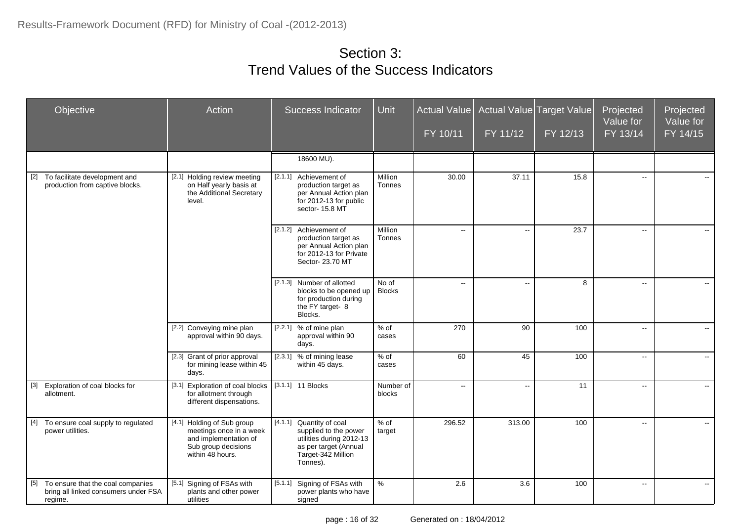# Section 3:
# Trend Values of the Success Indicators

| Objective | Action | Success Indicator | Unit | Actual Value FY 10/11 | Actual Value FY 11/12 | Target Value FY 12/13 | Projected Value for FY 13/14 | Projected Value for FY 14/15 |
|---|---|---|---|---|---|---|---|---|
| | | 18600 MU). | | | | | | |
| [2] To facilitate development and production from captive blocks. | [2.1] Holding review meeting on Half yearly basis at the Additional Secretary level. | [2.1.1] Achievement of production target as per Annual Action plan for 2012-13 for public sector- 15.8 MT | Million Tonnes | 30.00 | 37.11 | 15.8 | -- | -- |
| | | [2.1.2] Achievement of production target as per Annual Action plan for 2012-13 for Private Sector- 23.70 MT | Million Tonnes | -- | -- | 23.7 | -- | -- |
| | | [2.1.3] Number of allotted blocks to be opened up for production during the FY target- 8 Blocks. | No of Blocks | -- | -- | 8 | -- | -- |
| | [2.2] Conveying mine plan approval within 90 days. | [2.2.1] % of mine plan approval within 90 days. | % of cases | 270 | 90 | 100 | -- | -- |
| | [2.3] Grant of prior approval for mining lease within 45 days. | [2.3.1] % of mining lease within 45 days. | % of cases | 60 | 45 | 100 | -- | -- |
| [3] Exploration of coal blocks for allotment. | [3.1] Exploration of coal blocks for allotment through different dispensations. | [3.1.1] 11 Blocks | Number of blocks | -- | -- | 11 | -- | -- |
| [4] To ensure coal supply to regulated power utilities. | [4.1] Holding of Sub group meetings once in a week and implementation of Sub group decisions within 48 hours. | [4.1.1] Quantity of coal supplied to the power utilities during 2012-13 as per target (Annual Target-342 Million Tonnes). | % of target | 296.52 | 313.00 | 100 | -- | -- |
| [5] To ensure that the coal companies bring all linked consumers under FSA regime. | [5.1] Signing of FSAs with plants and other power utilities | [5.1.1] Signing of FSAs with power plants who have signed | % | 2.6 | 3.6 | 100 | -- | -- |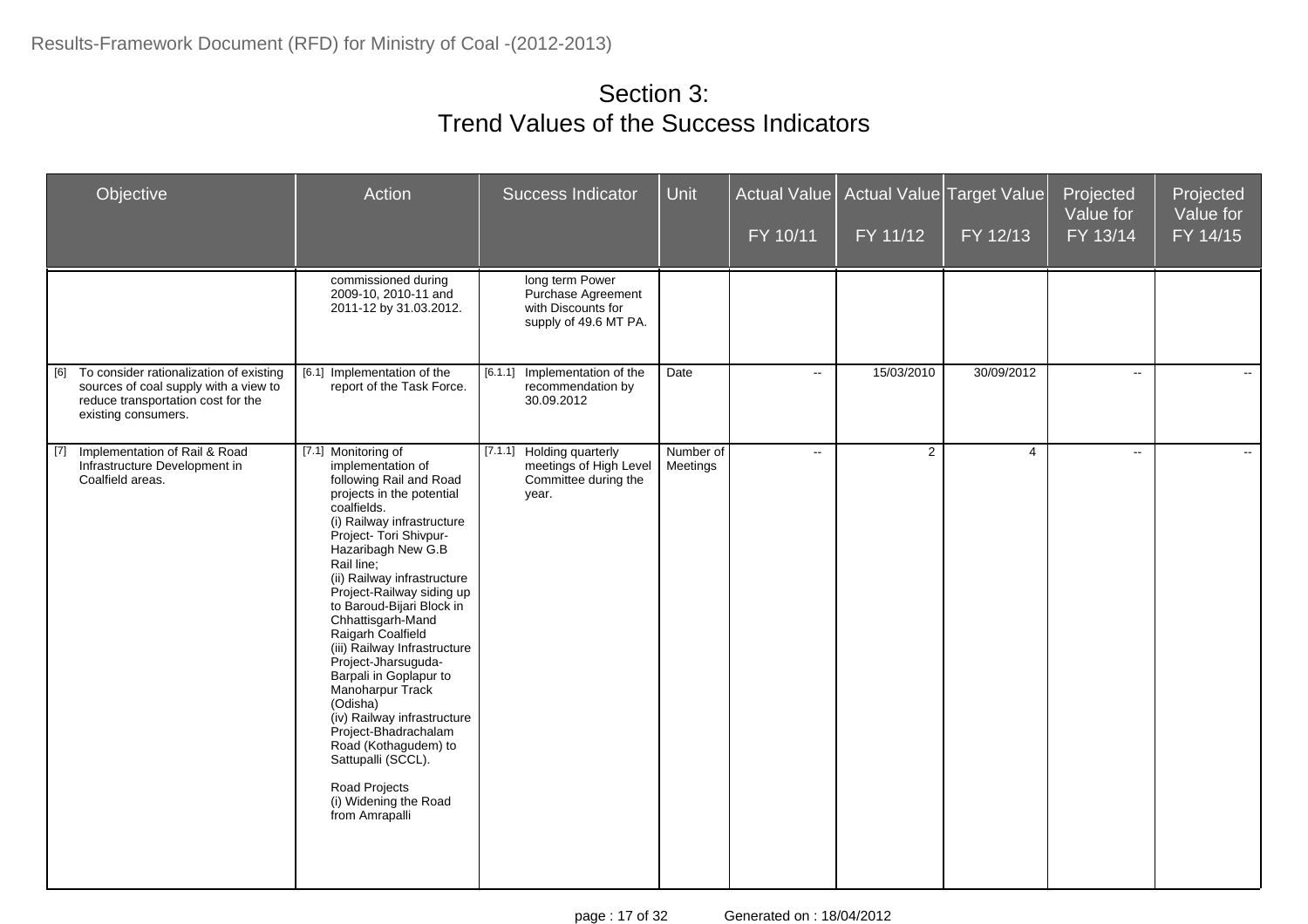# Section 3:
# Trend Values of the Success Indicators

| Objective | Action | Success Indicator | Unit | Actual Value FY 10/11 | Actual Value FY 11/12 | Target Value FY 12/13 | Projected Value for FY 13/14 | Projected Value for FY 14/15 |
|---|---|---|---|---|---|---|---|---|
| | commissioned during 2009-10, 2010-11 and 2011-12 by 31.03.2012. | long term Power Purchase Agreement with Discounts for supply of 49.6 MT PA. | | | | | | |
| [6] To consider rationalization of existing sources of coal supply with a view to reduce transportation cost for the existing consumers. | [6.1] Implementation of the report of the Task Force. | [6.1.1] Implementation of the recommendation by 30.09.2012 | Date | -- | 15/03/2010 | 30/09/2012 | -- | -- |
| [7] Implementation of Rail & Road Infrastructure Development in Coalfield areas. | [7.1] Monitoring of implementation of following Rail and Road projects in the potential coalfields. (i) Railway infrastructure Project- Tori Shivpur-Hazaribagh New G.B Rail line; (ii) Railway infrastructure Project-Railway siding up to Baroud-Bijari Block in Chhattisgarh-Mand Raigarh Coalfield (iii) Railway Infrastructure Project-Jharsuguda-Barpali in Goplapur to Manoharpur Track (Odisha) (iv) Railway infrastructure Project-Bhadrachalam Road (Kothagudem) to Sattupalli (SCCL). Road Projects (i) Widening the Road from Amrapalli | [7.1.1] Holding quarterly meetings of High Level Committee during the year. | Number of Meetings | -- | 2 | 4 | -- | -- |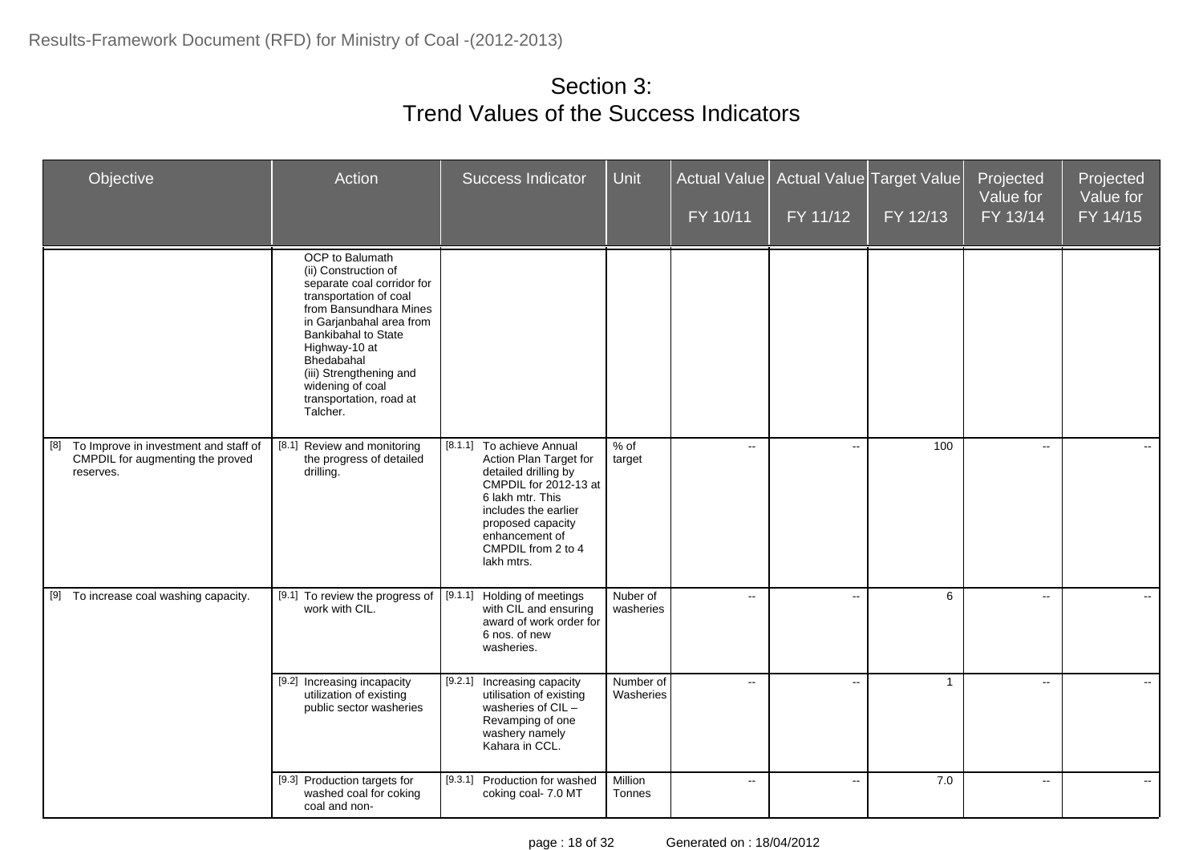## Section 3:
## Trend Values of the Success Indicators

| Objective | Action | Success Indicator | Unit | Actual Value FY 10/11 | Actual Value FY 11/12 | Target Value FY 12/13 | Projected Value for FY 13/14 | Projected Value for FY 14/15 |
|---|---|---|---|---|---|---|---|---|
| | OCP to Balumath (ii) Construction of separate coal corridor for transportation of coal from Bansundhara Mines in Garjanbahal area from Bankibahal to State Highway-10 at Bhedabahal (iii) Strengthening and widening of coal transportation, road at Talcher. | | | | | | | |
| [8] To Improve in investment and staff of CMPDIL for augmenting the proved reserves. | [8.1] Review and monitoring the progress of detailed drilling. | [8.1.1] To achieve Annual Action Plan Target for detailed drilling by CMPDIL for 2012-13 at 6 lakh mtr. This includes the earlier proposed capacity enhancement of CMPDIL from 2 to 4 lakh mtrs. | % of target | -- | -- | 100 | -- | -- |
| [9] To increase coal washing capacity. | [9.1] To review the progress of work with CIL. | [9.1.1] Holding of meetings with CIL and ensuring award of work order for 6 nos. of new washeries. | Nuber of washeries | -- | -- | 6 | -- | -- |
| | [9.2] Increasing incapacity utilization of existing public sector washeries | [9.2.1] Increasing capacity utilisation of existing washeries of CIL – Revamping of one washery namely Kahara in CCL. | Number of Washeries | -- | -- | 1 | -- | -- |
| | [9.3] Production targets for washed coal for coking coal and non- | [9.3.1] Production for washed coking coal- 7.0 MT | Million Tonnes | -- | -- | 7.0 | -- | -- |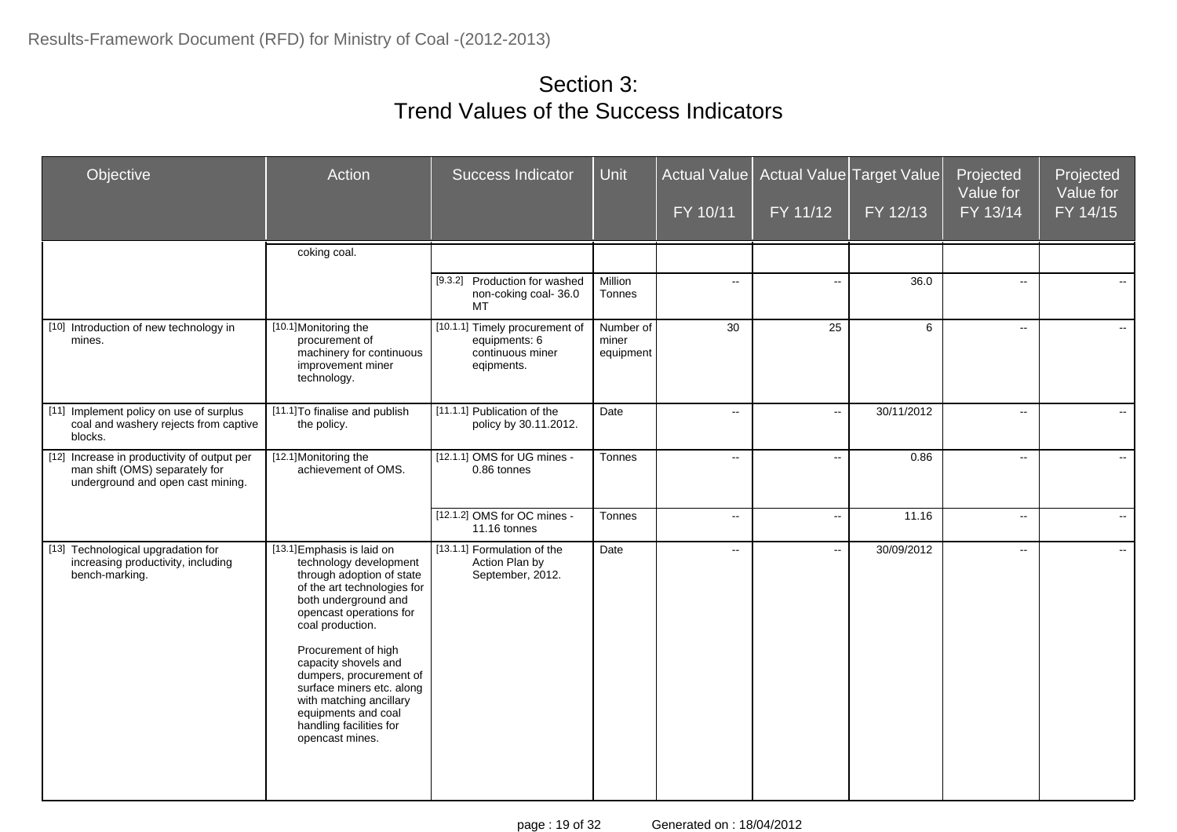# Section 3:
# Trend Values of the Success Indicators

| Objective | Action | Success Indicator | Unit | Actual Value FY 10/11 | Actual Value FY 11/12 | Target Value FY 12/13 | Projected Value for FY 13/14 | Projected Value for FY 14/15 |
|---|---|---|---|---|---|---|---|---|
| | coking coal. | | | | | | | |
| | | [9.3.2] Production for washed non-coking coal- 36.0 MT | Million Tonnes | -- | -- | 36.0 | -- | -- |
| [10] Introduction of new technology in mines. | [10.1] Monitoring the procurement of machinery for continuous improvement miner technology. | [10.1.1] Timely procurement of equipments: 6 continuous miner eqipments. | Number of miner equipment | 30 | 25 | 6 | -- | -- |
| [11] Implement policy on use of surplus coal and washery rejects from captive blocks. | [11.1] To finalise and publish the policy. | [11.1.1] Publication of the policy by 30.11.2012. | Date | -- | -- | 30/11/2012 | -- | -- |
| [12] Increase in productivity of output per man shift (OMS) separately for underground and open cast mining. | [12.1] Monitoring the achievement of OMS. | [12.1.1] OMS for UG mines - 0.86 tonnes | Tonnes | -- | -- | 0.86 | -- | -- |
| | | [12.1.2] OMS for OC mines - 11.16 tonnes | Tonnes | -- | -- | 11.16 | -- | -- |
| [13] Technological upgradation for increasing productivity, including bench-marking. | [13.1] Emphasis is laid on technology development through adoption of state of the art technologies for both underground and opencast operations for coal production. Procurement of high capacity shovels and dumpers, procurement of surface miners etc. along with matching ancillary equipments and coal handling facilities for opencast mines. | [13.1.1] Formulation of the Action Plan by September, 2012. | Date | -- | -- | 30/09/2012 | -- | -- |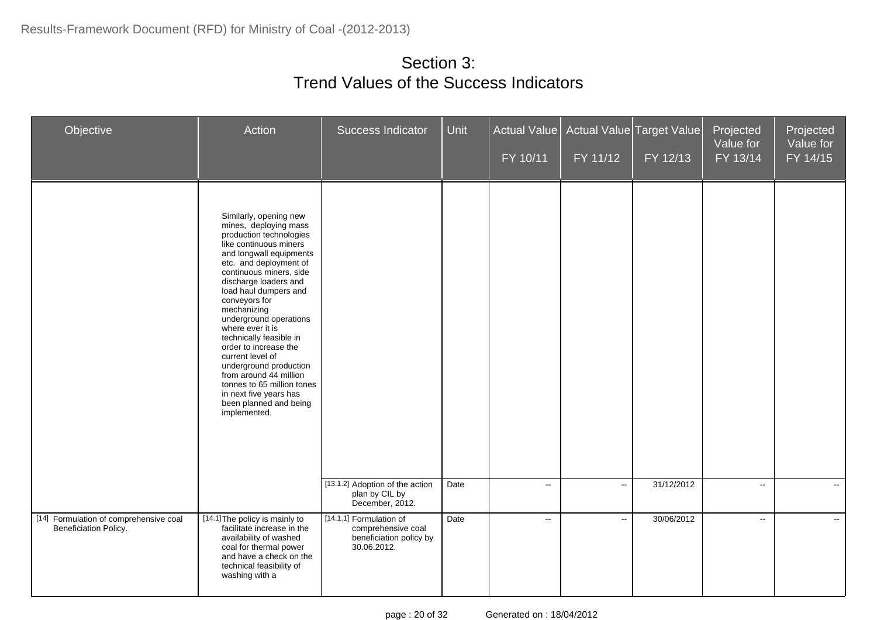# Section 3:
# Trend Values of the Success Indicators

| Objective | Action | Success Indicator | Unit | Actual Value FY 10/11 | Actual Value FY 11/12 | Target Value FY 12/13 | Projected Value for FY 13/14 | Projected Value for FY 14/15 |
|---|---|---|---|---|---|---|---|---|
| | Similarly, opening new mines, deploying mass production technologies like continuous miners and longwall equipments etc. and deployment of continuous miners, side discharge loaders and load haul dumpers and conveyors for mechanizing underground operations where ever it is technically feasible in order to increase the current level of underground production from around 44 million tonnes to 65 million tones in next five years has been planned and being implemented. | | | | | | | |
| | | [13.1.2] Adoption of the action plan by CIL by December, 2012. | Date | -- | -- | 31/12/2012 | -- | -- |
| [14] Formulation of comprehensive coal Beneficiation Policy. | [14.1] The policy is mainly to facilitate increase in the availability of washed coal for thermal power and have a check on the technical feasibility of washing with a | [14.1.1] Formulation of comprehensive coal beneficiation policy by 30.06.2012. | Date | -- | -- | 30/06/2012 | -- | -- |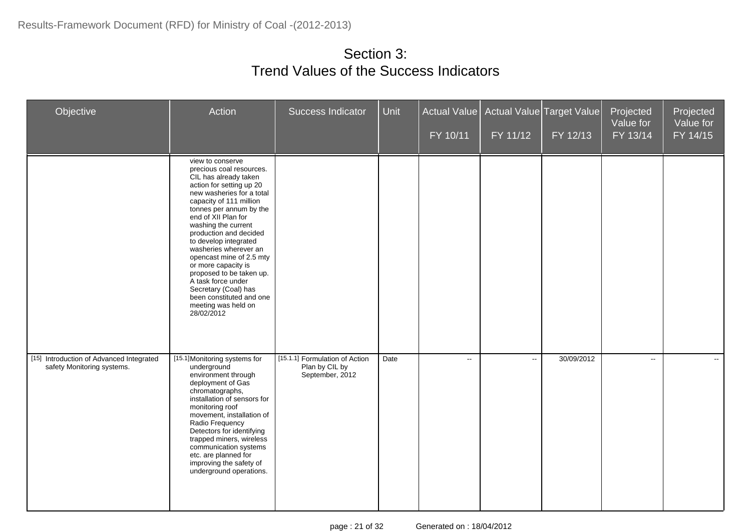# Section 3:
# Trend Values of the Success Indicators

| Objective | Action | Success Indicator | Unit | Actual Value FY 10/11 | Actual Value FY 11/12 | Target Value FY 12/13 | Projected Value for FY 13/14 | Projected Value for FY 14/15 |
|---|---|---|---|---|---|---|---|---|
| | view to conserve precious coal resources. CIL has already taken action for setting up 20 new washeries for a total capacity of 111 million tonnes per annum by the end of XII Plan for washing the current production and decided to develop integrated washeries wherever an opencast mine of 2.5 mty or more capacity is proposed to be taken up. A task force under Secretary (Coal) has been constituted and one meeting was held on 28/02/2012 | | | | | | | |
| [15] Introduction of Advanced Integrated safety Monitoring systems. | [15.1] Monitoring systems for underground environment through deployment of Gas chromatographs, installation of sensors for monitoring roof movement, installation of Radio Frequency Detectors for identifying trapped miners, wireless communication systems etc. are planned for improving the safety of underground operations. | [15.1.1] Formulation of Action Plan by CIL by September, 2012 | Date | -- | -- | 30/09/2012 | -- | -- |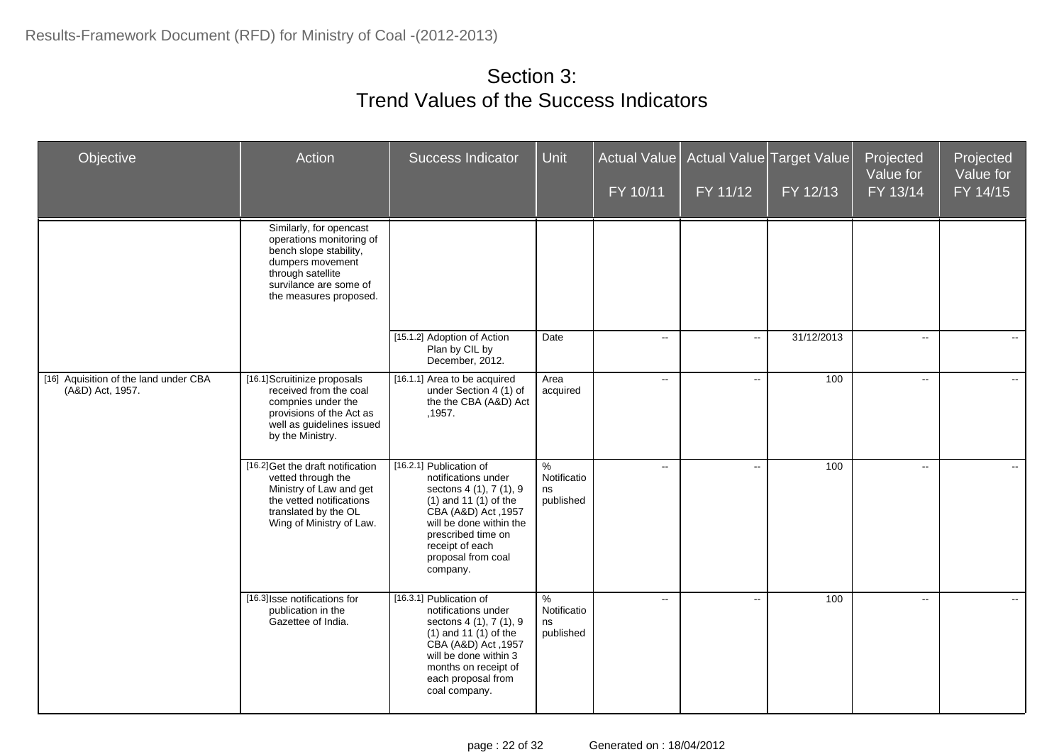## Section 3:
## Trend Values of the Success Indicators

| Objective | Action | Success Indicator | Unit | Actual Value FY 10/11 | Actual Value FY 11/12 | Target Value FY 12/13 | Projected Value for FY 13/14 | Projected Value for FY 14/15 |
|---|---|---|---|---|---|---|---|---|
| | Similarly, for opencast operations monitoring of bench slope stability, dumpers movement through satellite survilance are some of the measures proposed. | | | | | | | |
| | | [15.1.2] Adoption of Action Plan by CIL by December, 2012. | Date | -- | -- | 31/12/2013 | -- | -- |
| [16] Aquisition of the land under CBA (A&D) Act, 1957. | [16.1] Scruitinize proposals received from the coal compnies under the provisions of the Act as well as guidelines issued by the Ministry. | [16.1.1] Area to be acquired under Section 4 (1) of the the CBA (A&D) Act ,1957. | Area acquired | -- | -- | 100 | -- | -- |
| | [16.2] Get the draft notification vetted through the Ministry of Law and get the vetted notifications translated by the OL Wing of Ministry of Law. | [16.2.1] Publication of notifications under sectons 4 (1), 7 (1), 9 (1) and 11 (1) of the CBA (A&D) Act ,1957 will be done within the prescribed time on receipt of each proposal from coal company. | % Notifications published | -- | -- | 100 | -- | -- |
| | [16.3] Isse notifications for publication in the Gazettee of India. | [16.3.1] Publication of notifications under sectons 4 (1), 7 (1), 9 (1) and 11 (1) of the CBA (A&D) Act ,1957 will be done within 3 months on receipt of each proposal from coal company. | % Notifications published | -- | -- | 100 | -- | -- |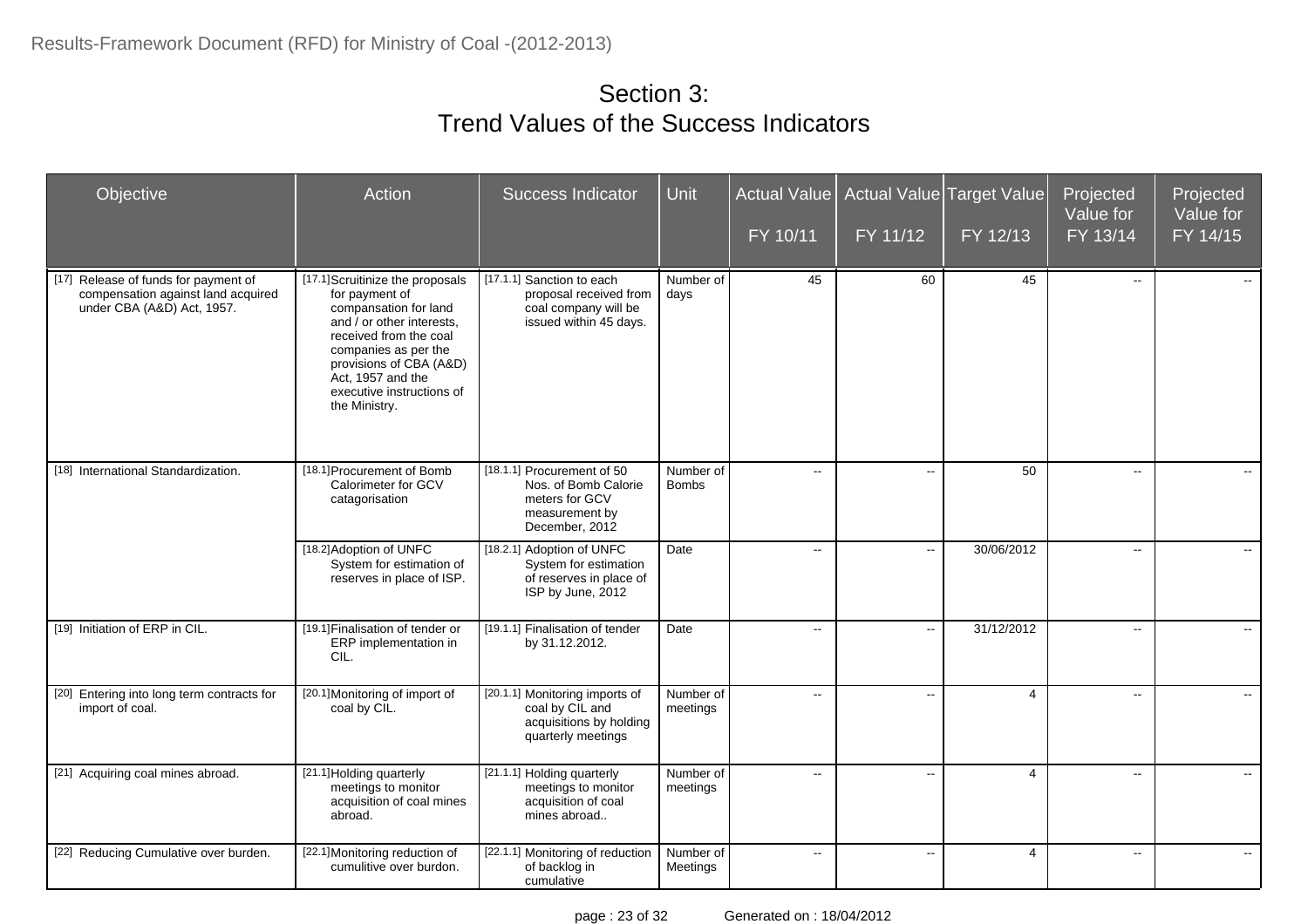# Section 3:
# Trend Values of the Success Indicators

| Objective | Action | Success Indicator | Unit | Actual Value FY 10/11 | Actual Value FY 11/12 | Target Value FY 12/13 | Projected Value for FY 13/14 | Projected Value for FY 14/15 |
|---|---|---|---|---|---|---|---|---|
| [17] Release of funds for payment of compensation against land acquired under CBA (A&D) Act, 1957. | [17.1] Scruitinize the proposals for payment of compansation for land and / or other interests, received from the coal companies as per the provisions of CBA (A&D) Act, 1957 and the executive instructions of the Ministry. | [17.1.1] Sanction to each proposal received from coal company will be issued within 45 days. | Number of days | 45 | 60 | 45 | -- | -- |
| [18] International Standardization. | [18.1] Procurement of Bomb Calorimeter for GCV catagorisation | [18.1.1] Procurement of 50 Nos. of Bomb Calorie meters for GCV measurement by December, 2012 | Number of Bombs | -- | -- | 50 | -- | -- |
| | [18.2] Adoption of UNFC System for estimation of reserves in place of ISP. | [18.2.1] Adoption of UNFC System for estimation of reserves in place of ISP by June, 2012 | Date | -- | -- | 30/06/2012 | -- | -- |
| [19] Initiation of ERP in CIL. | [19.1] Finalisation of tender or ERP implementation in CIL. | [19.1.1] Finalisation of tender by 31.12.2012. | Date | -- | -- | 31/12/2012 | -- | -- |
| [20] Entering into long term contracts for import of coal. | [20.1] Monitoring of import of coal by CIL. | [20.1.1] Monitoring imports of coal by CIL and acquisitions by holding quarterly meetings | Number of meetings | -- | -- | 4 | -- | -- |
| [21] Acquiring coal mines abroad. | [21.1] Holding quarterly meetings to monitor acquisition of coal mines abroad. | [21.1.1] Holding quarterly meetings to monitor acquisition of coal mines abroad.. | Number of meetings | -- | -- | 4 | -- | -- |
| [22] Reducing Cumulative over burden. | [22.1] Monitoring reduction of cumulitive over burdon. | [22.1.1] Monitoring of reduction of backlog in cumulative | Number of Meetings | -- | -- | 4 | -- | -- |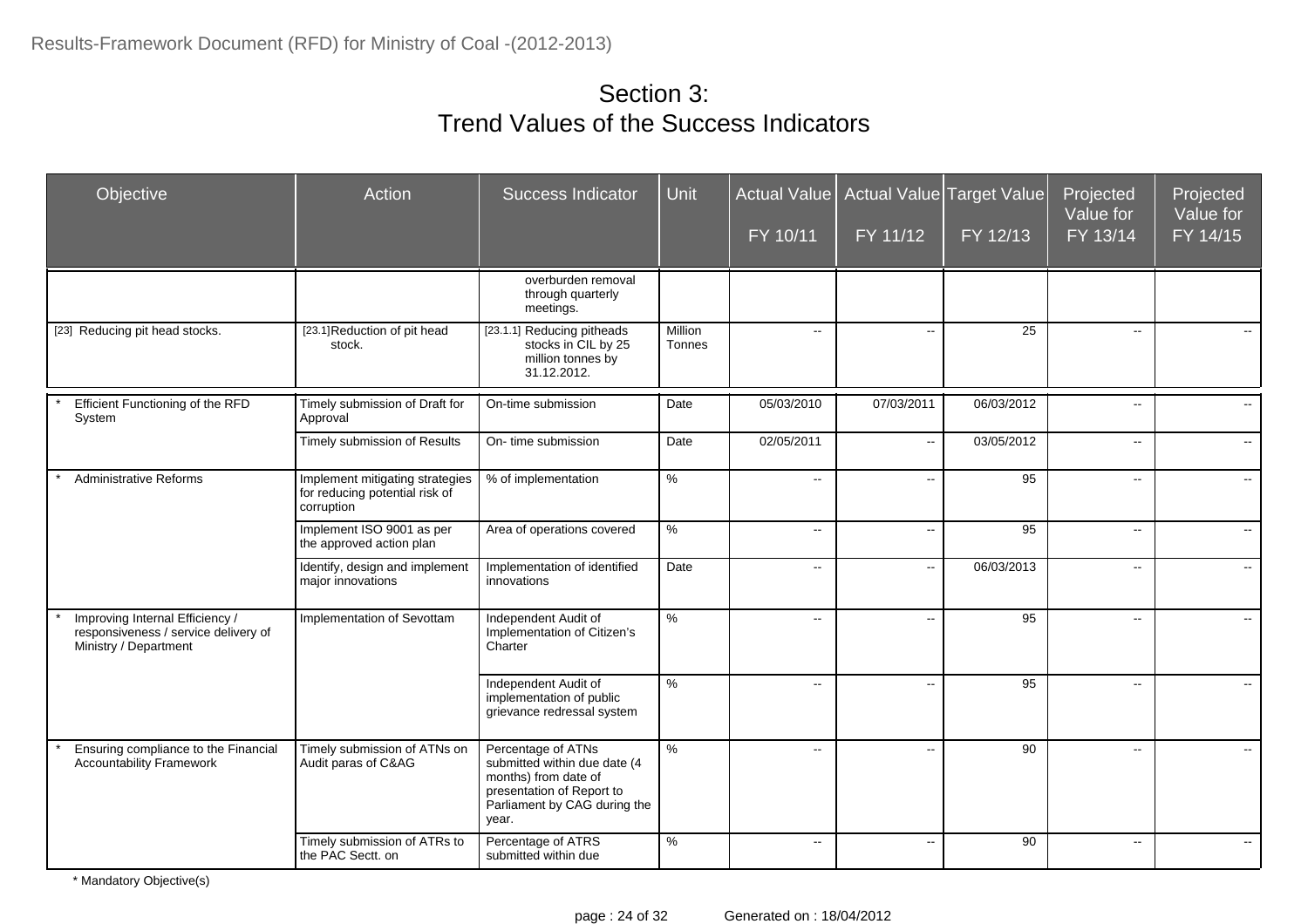# Section 3:
# Trend Values of the Success Indicators

| Objective | Action | Success Indicator | Unit | Actual Value FY 10/11 | Actual Value FY 11/12 | Target Value FY 12/13 | Projected Value for FY 13/14 | Projected Value for FY 14/15 |
|---|---|---|---|---|---|---|---|---|
| | | overburden removal through quarterly meetings. | | | | | | |
| [23] Reducing pit head stocks. | [23.1] Reduction of pit head stock. | [23.1.1] Reducing pitheads stocks in CIL by 25 million tonnes by 31.12.2012. | Million Tonnes | -- | -- | 25 | -- | -- |
| * Efficient Functioning of the RFD System | Timely submission of Draft for Approval | On-time submission | Date | 05/03/2010 | 07/03/2011 | 06/03/2012 | -- | -- |
| | Timely submission of Results | On- time submission | Date | 02/05/2011 | -- | 03/05/2012 | -- | -- |
| * Administrative Reforms | Implement mitigating strategies for reducing potential risk of corruption | % of implementation | % | -- | -- | 95 | -- | -- |
| | Implement ISO 9001 as per the approved action plan | Area of operations covered | % | -- | -- | 95 | -- | -- |
| | Identify, design and implement major innovations | Implementation of identified innovations | Date | -- | -- | 06/03/2013 | -- | -- |
| * Improving Internal Efficiency / responsiveness / service delivery of Ministry / Department | Implementation of Sevottam | Independent Audit of Implementation of Citizen's Charter | % | -- | -- | 95 | -- | -- |
| | | Independent Audit of implementation of public grievance redressal system | % | -- | -- | 95 | -- | -- |
| * Ensuring compliance to the Financial Accountability Framework | Timely submission of ATNs on Audit paras of C&AG | Percentage of ATNs submitted within due date (4 months) from date of presentation of Report to Parliament by CAG during the year. | % | -- | -- | 90 | -- | -- |
| | Timely submission of ATRs to the PAC Sectt. on | Percentage of ATRS submitted within due | % | -- | -- | 90 | -- | -- |

\* Mandatory Objective(s)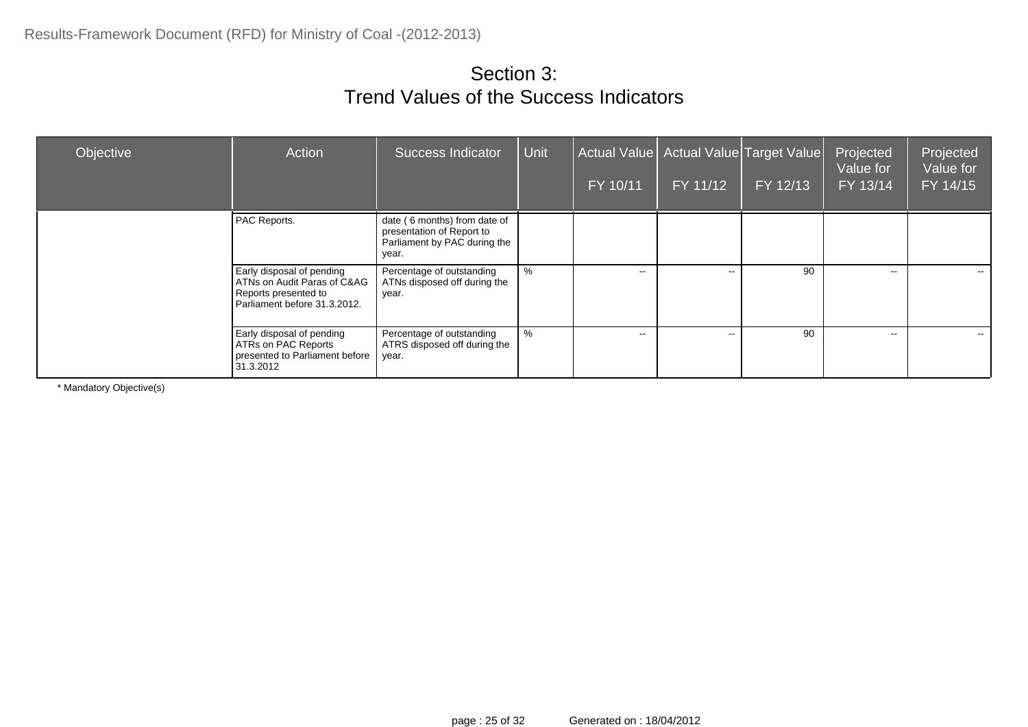# Section 3:
# Trend Values of the Success Indicators

| Objective | Action | Success Indicator | Unit | Actual Value FY 10/11 | Actual Value FY 11/12 | Target Value FY 12/13 | Projected Value for FY 13/14 | Projected Value for FY 14/15 |
|---|---|---|---|---|---|---|---|---|
| | PAC Reports. | date ( 6 months) from date of presentation of Report to Parliament by PAC during the year. | | | | | | |
| | Early disposal of pending ATNs on Audit Paras of C&AG Reports presented to Parliament before 31.3.2012. | Percentage of outstanding ATNs disposed off during the year. | % | -- | -- | 90 | -- | -- |
| | Early disposal of pending ATRs on PAC Reports presented to Parliament before 31.3.2012 | Percentage of outstanding ATRS disposed off during the year. | % | -- | -- | 90 | -- | -- |

* Mandatory Objective(s)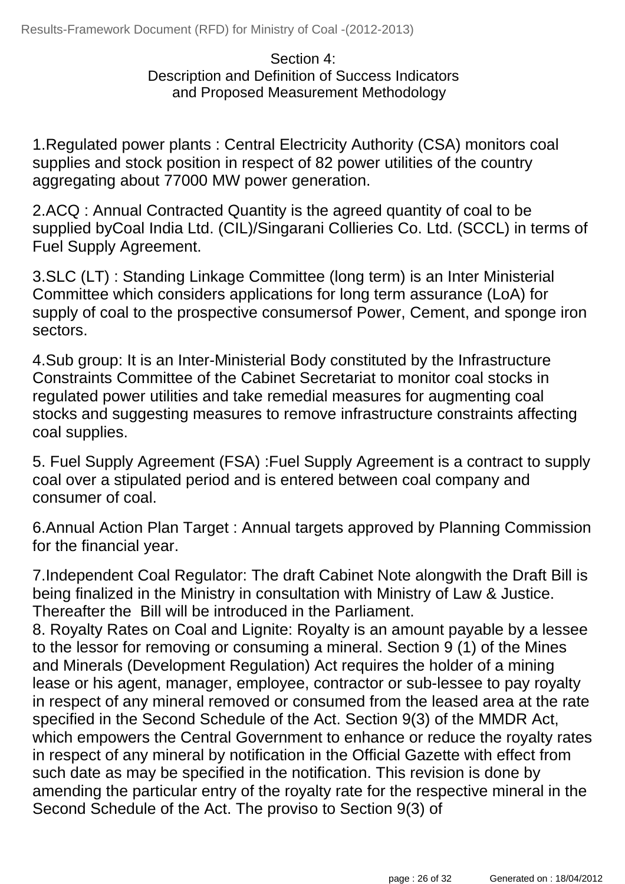## Section 4:
## Description and Definition of Success Indicators and Proposed Measurement Methodology

1.Regulated power plants : Central Electricity Authority (CSA) monitors coal supplies and stock position in respect of 82 power utilities of the country aggregating about 77000 MW power generation.

2.ACQ : Annual Contracted Quantity is the agreed quantity of coal to be supplied byCoal India Ltd. (CIL)/Singarani Collieries Co. Ltd. (SCCL) in terms of Fuel Supply Agreement.

3.SLC (LT) : Standing Linkage Committee (long term) is an Inter Ministerial Committee which considers applications for long term assurance (LoA) for supply of coal to the prospective consumersof Power, Cement, and sponge iron sectors.

4.Sub group: It is an Inter-Ministerial Body constituted by the Infrastructure Constraints Committee of the Cabinet Secretariat to monitor coal stocks in regulated power utilities and take remedial measures for augmenting coal stocks and suggesting measures to remove infrastructure constraints affecting coal supplies.

5. Fuel Supply Agreement (FSA) :Fuel Supply Agreement is a contract to supply coal over a stipulated period and is entered between coal company and consumer of coal.

6.Annual Action Plan Target : Annual targets approved by Planning Commission for the financial year.

7.Independent Coal Regulator: The draft Cabinet Note alongwith the Draft Bill is being finalized in the Ministry in consultation with Ministry of Law & Justice. Thereafter the Bill will be introduced in the Parliament.
8. Royalty Rates on Coal and Lignite: Royalty is an amount payable by a lessee to the lessor for removing or consuming a mineral. Section 9 (1) of the Mines and Minerals (Development Regulation) Act requires the holder of a mining lease or his agent, manager, employee, contractor or sub-lessee to pay royalty in respect of any mineral removed or consumed from the leased area at the rate specified in the Second Schedule of the Act. Section 9(3) of the MMDR Act, which empowers the Central Government to enhance or reduce the royalty rates in respect of any mineral by notification in the Official Gazette with effect from such date as may be specified in the notification. This revision is done by amending the particular entry of the royalty rate for the respective mineral in the Second Schedule of the Act. The proviso to Section 9(3) of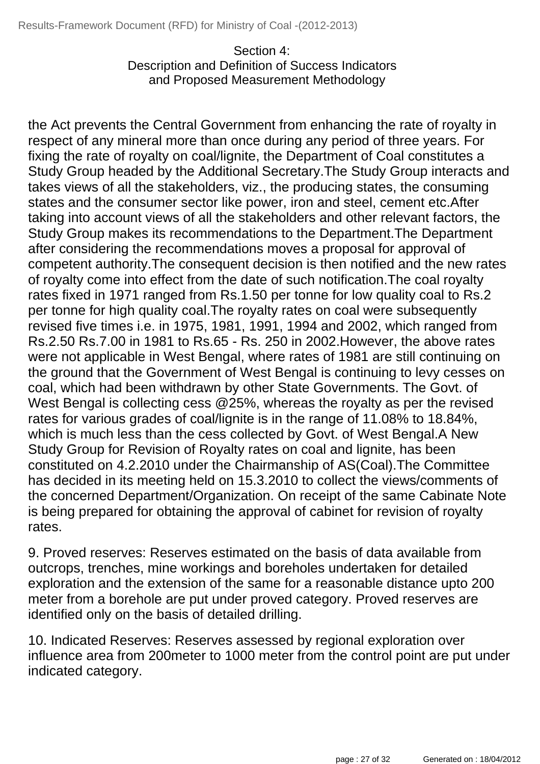Section 4:
Description and Definition of Success Indicators
and Proposed Measurement Methodology

the Act prevents the Central Government from enhancing the rate of royalty in respect of any mineral more than once during any period of three years. For fixing the rate of royalty on coal/lignite, the Department of Coal constitutes a Study Group headed by the Additional Secretary.The Study Group interacts and takes views of all the stakeholders, viz., the producing states, the consuming states and the consumer sector like power, iron and steel, cement etc.After taking into account views of all the stakeholders and other relevant factors, the Study Group makes its recommendations to the Department.The Department after considering the recommendations moves a proposal for approval of competent authority.The consequent decision is then notified and the new rates of royalty come into effect from the date of such notification.The coal royalty rates fixed in 1971 ranged from Rs.1.50 per tonne for low quality coal to Rs.2 per tonne for high quality coal.The royalty rates on coal were subsequently revised five times i.e. in 1975, 1981, 1991, 1994 and 2002, which ranged from Rs.2.50 Rs.7.00 in 1981 to Rs.65 - Rs. 250 in 2002.However, the above rates were not applicable in West Bengal, where rates of 1981 are still continuing on the ground that the Government of West Bengal is continuing to levy cesses on coal, which had been withdrawn by other State Governments. The Govt. of West Bengal is collecting cess @25%, whereas the royalty as per the revised rates for various grades of coal/lignite is in the range of 11.08% to 18.84%, which is much less than the cess collected by Govt. of West Bengal.A New Study Group for Revision of Royalty rates on coal and lignite, has been constituted on 4.2.2010 under the Chairmanship of AS(Coal).The Committee has decided in its meeting held on 15.3.2010 to collect the views/comments of the concerned Department/Organization. On receipt of the same Cabinate Note is being prepared for obtaining the approval of cabinet for revision of royalty rates.

9. Proved reserves: Reserves estimated on the basis of data available from outcrops, trenches, mine workings and boreholes undertaken for detailed exploration and the extension of the same for a reasonable distance upto 200 meter from a borehole are put under proved category. Proved reserves are identified only on the basis of detailed drilling.

10. Indicated Reserves: Reserves assessed by regional exploration over influence area from 200meter to 1000 meter from the control point are put under indicated category.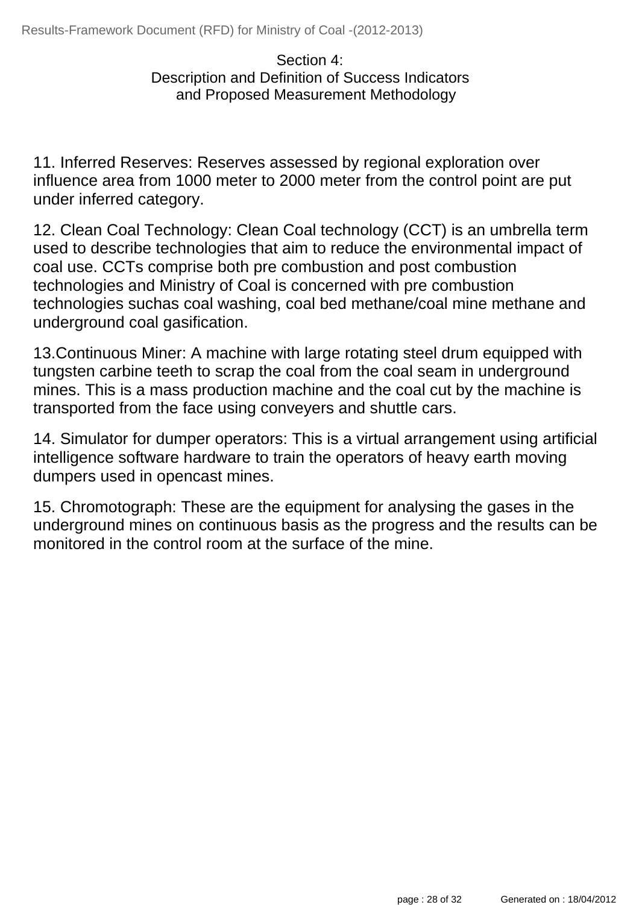## Section 4:
## Description and Definition of Success Indicators and Proposed Measurement Methodology

11. Inferred Reserves: Reserves assessed by regional exploration over influence area from 1000 meter to 2000 meter from the control point are put under inferred category.

12. Clean Coal Technology: Clean Coal technology (CCT) is an umbrella term used to describe technologies that aim to reduce the environmental impact of coal use. CCTs comprise both pre combustion and post combustion technologies and Ministry of Coal is concerned with pre combustion technologies suchas coal washing, coal bed methane/coal mine methane and underground coal gasification.

13.Continuous Miner: A machine with large rotating steel drum equipped with tungsten carbine teeth to scrap the coal from the coal seam in underground mines. This is a mass production machine and the coal cut by the machine is transported from the face using conveyers and shuttle cars.

14. Simulator for dumper operators: This is a virtual arrangement using artificial intelligence software hardware to train the operators of heavy earth moving dumpers used in opencast mines.

15. Chromotograph: These are the equipment for analysing the gases in the underground mines on continuous basis as the progress and the results can be monitored in the control room at the surface of the mine.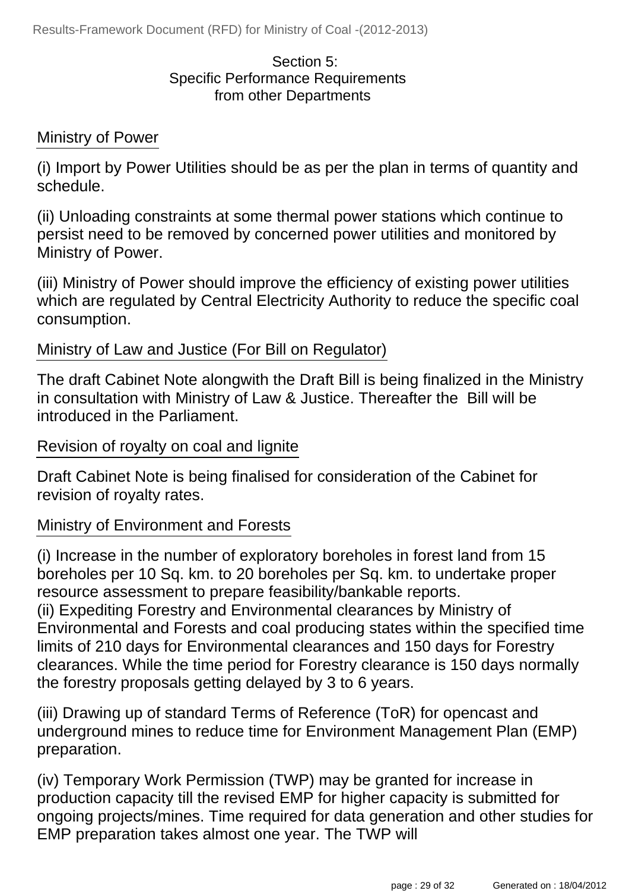## Section 5:
## Specific Performance Requirements from other Departments

Ministry of Power

(i) Import by Power Utilities should be as per the plan in terms of quantity and schedule.

(ii) Unloading constraints at some thermal power stations which continue to persist need to be removed by concerned power utilities and monitored by Ministry of Power.

(iii) Ministry of Power should improve the efficiency of existing power utilities which are regulated by Central Electricity Authority to reduce the specific coal consumption.

Ministry of Law and Justice (For Bill on Regulator)

The draft Cabinet Note alongwith the Draft Bill is being finalized in the Ministry in consultation with Ministry of Law & Justice. Thereafter the Bill will be introduced in the Parliament.

Revision of royalty on coal and lignite

Draft Cabinet Note is being finalised for consideration of the Cabinet for revision of royalty rates.

Ministry of Environment and Forests

(i) Increase in the number of exploratory boreholes in forest land from 15 boreholes per 10 Sq. km. to 20 boreholes per Sq. km. to undertake proper resource assessment to prepare feasibility/bankable reports.
(ii) Expediting Forestry and Environmental clearances by Ministry of Environmental and Forests and coal producing states within the specified time limits of 210 days for Environmental clearances and 150 days for Forestry clearances. While the time period for Forestry clearance is 150 days normally the forestry proposals getting delayed by 3 to 6 years.

(iii) Drawing up of standard Terms of Reference (ToR) for opencast and underground mines to reduce time for Environment Management Plan (EMP) preparation.

(iv) Temporary Work Permission (TWP) may be granted for increase in production capacity till the revised EMP for higher capacity is submitted for ongoing projects/mines. Time required for data generation and other studies for EMP preparation takes almost one year. The TWP will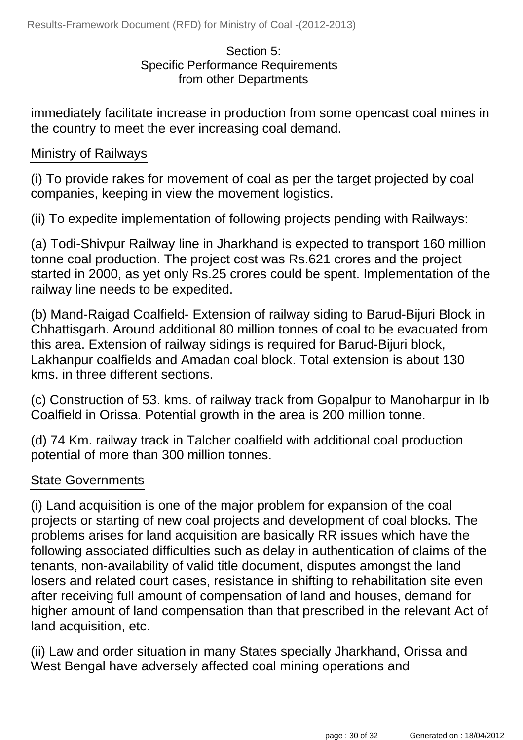Section 5:
Specific Performance Requirements
from other Departments

immediately facilitate increase in production from some opencast coal mines in the country to meet the ever increasing coal demand.

Ministry of Railways

(i) To provide rakes for movement of coal as per the target projected by coal companies, keeping in view the movement logistics.

(ii) To expedite implementation of following projects pending with Railways:

(a) Todi-Shivpur Railway line in Jharkhand is expected to transport 160 million tonne coal production. The project cost was Rs.621 crores and the project started in 2000, as yet only Rs.25 crores could be spent. Implementation of the railway line needs to be expedited.

(b) Mand-Raigad Coalfield- Extension of railway siding to Barud-Bijuri Block in Chhattisgarh. Around additional 80 million tonnes of coal to be evacuated from this area. Extension of railway sidings is required for Barud-Bijuri block, Lakhanpur coalfields and Amadan coal block. Total extension is about 130 kms. in three different sections.

(c) Construction of 53. kms. of railway track from Gopalpur to Manoharpur in Ib Coalfield in Orissa. Potential growth in the area is 200 million tonne.

(d) 74 Km. railway track in Talcher coalfield with additional coal production potential of more than 300 million tonnes.

State Governments

(i) Land acquisition is one of the major problem for expansion of the coal projects or starting of new coal projects and development of coal blocks. The problems arises for land acquisition are basically RR issues which have the following associated difficulties such as delay in authentication of claims of the tenants, non-availability of valid title document, disputes amongst the land losers and related court cases, resistance in shifting to rehabilitation site even after receiving full amount of compensation of land and houses, demand for higher amount of land compensation than that prescribed in the relevant Act of land acquisition, etc.

(ii) Law and order situation in many States specially Jharkhand, Orissa and West Bengal have adversely affected coal mining operations and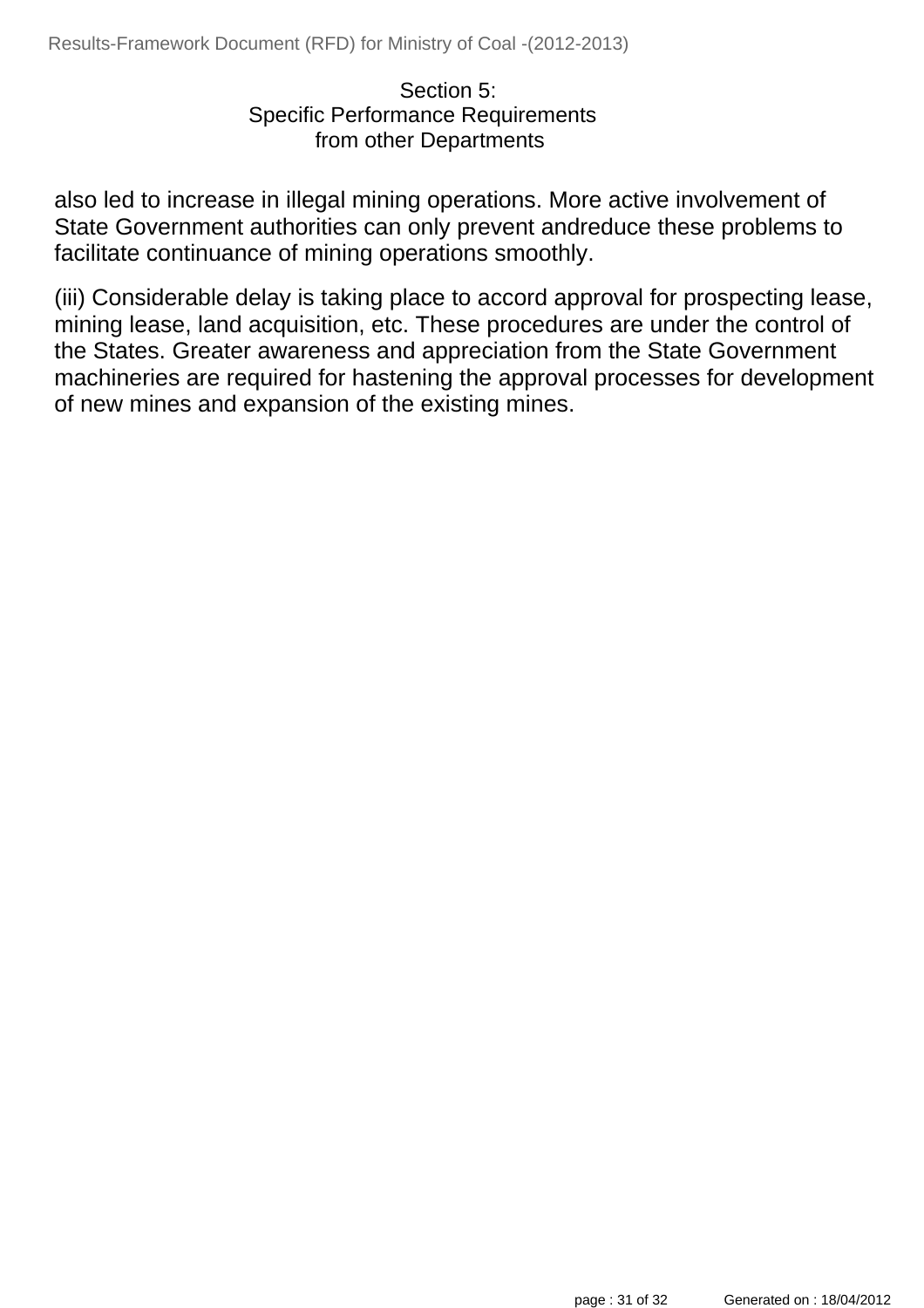Section 5:
Specific Performance Requirements
from other Departments

also led to increase in illegal mining operations. More active involvement of State Government authorities can only prevent andreduce these problems to facilitate continuance of mining operations smoothly.

(iii) Considerable delay is taking place to accord approval for prospecting lease, mining lease, land acquisition, etc. These procedures are under the control of the States. Greater awareness and appreciation from the State Government machineries are required for hastening the approval processes for development of new mines and expansion of the existing mines.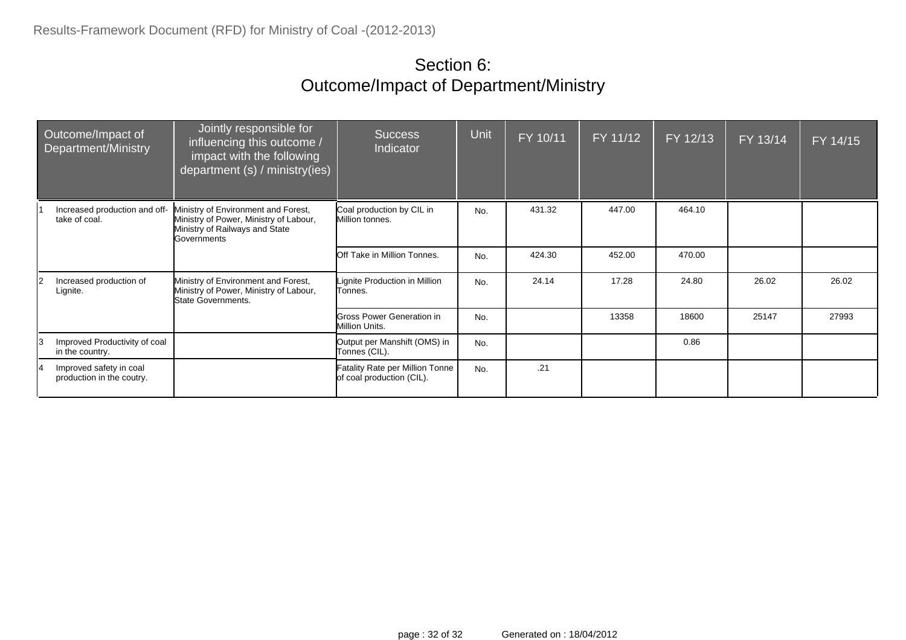# Section 6:
# Outcome/Impact of Department/Ministry

| | Outcome/Impact of Department/Ministry | Jointly responsible for influencing this outcome / impact with the following department (s) / ministry(ies) | Success Indicator | Unit | FY 10/11 | FY 11/12 | FY 12/13 | FY 13/14 | FY 14/15 |
|---|---|---|---|---|---|---|---|---|---|
| 1 | Increased production and off-take of coal. | Ministry of Environment and Forest, Ministry of Power, Ministry of Labour, Ministry of Railways and State Governments | Coal production by CIL in Million tonnes. | No. | 431.32 | 447.00 | 464.10 | | |
| | | | Off Take in Million Tonnes. | No. | 424.30 | 452.00 | 470.00 | | |
| 2 | Increased production of Lignite. | Ministry of Environment and Forest, Ministry of Power, Ministry of Labour, State Governments. | Lignite Production in Million Tonnes. | No. | 24.14 | 17.28 | 24.80 | 26.02 | 26.02 |
| | | | Gross Power Generation in Million Units. | No. | | 13358 | 18600 | 25147 | 27993 |
| 3 | Improved Productivity of coal in the country. | | Output per Manshift (OMS) in Tonnes (CIL). | No. | | | 0.86 | | |
| 4 | Improved safety in coal production in the coutry. | | Fatality Rate per Million Tonne of coal production (CIL). | No. | .21 | | | | |